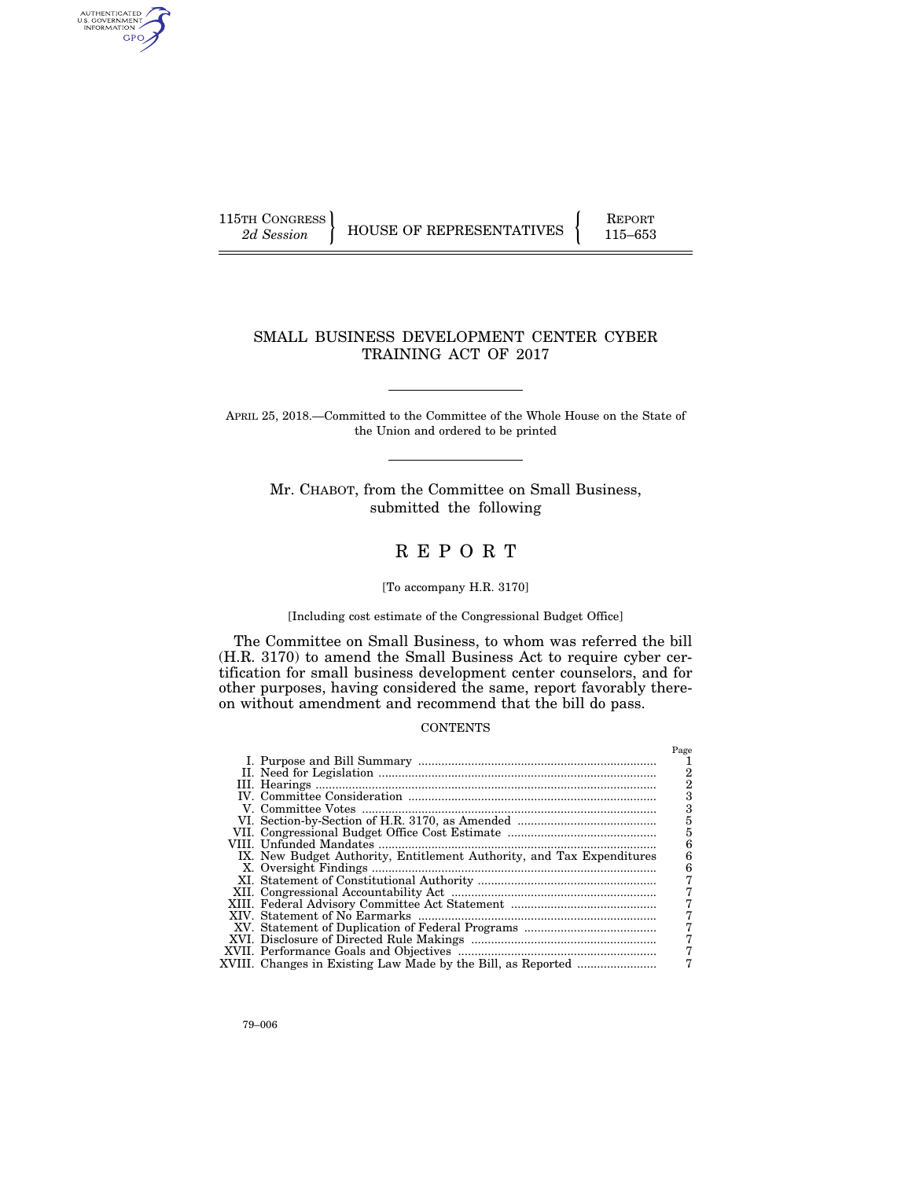115TH CONGRESS
*2d Session*

HOUSE OF REPRESENTATIVES

REPORT
115–653

# SMALL BUSINESS DEVELOPMENT CENTER CYBER TRAINING ACT OF 2017

APRIL 25, 2018.—Committed to the Committee of the Whole House on the State of the Union and ordered to be printed

Mr. CHABOT, from the Committee on Small Business, submitted the following

# REPORT

[To accompany H.R. 3170]

[Including cost estimate of the Congressional Budget Office]

The Committee on Small Business, to whom was referred the bill (H.R. 3170) to amend the Small Business Act to require cyber certification for small business development center counselors, and for other purposes, having considered the same, report favorably thereon without amendment and recommend that the bill do pass.

CONTENTS

| | Page |
|---|---|
| I. Purpose and Bill Summary | 1 |
| II. Need for Legislation | 2 |
| III. Hearings | 2 |
| IV. Committee Consideration | 3 |
| V. Committee Votes | 3 |
| VI. Section-by-Section of H.R. 3170, as Amended | 5 |
| VII. Congressional Budget Office Cost Estimate | 5 |
| VIII. Unfunded Mandates | 6 |
| IX. New Budget Authority, Entitlement Authority, and Tax Expenditures | 6 |
| X. Oversight Findings | 6 |
| XI. Statement of Constitutional Authority | 7 |
| XII. Congressional Accountability Act | 7 |
| XIII. Federal Advisory Committee Act Statement | 7 |
| XIV. Statement of No Earmarks | 7 |
| XV. Statement of Duplication of Federal Programs | 7 |
| XVI. Disclosure of Directed Rule Makings | 7 |
| XVII. Performance Goals and Objectives | 7 |
| XVIII. Changes in Existing Law Made by the Bill, as Reported | 7 |

79–006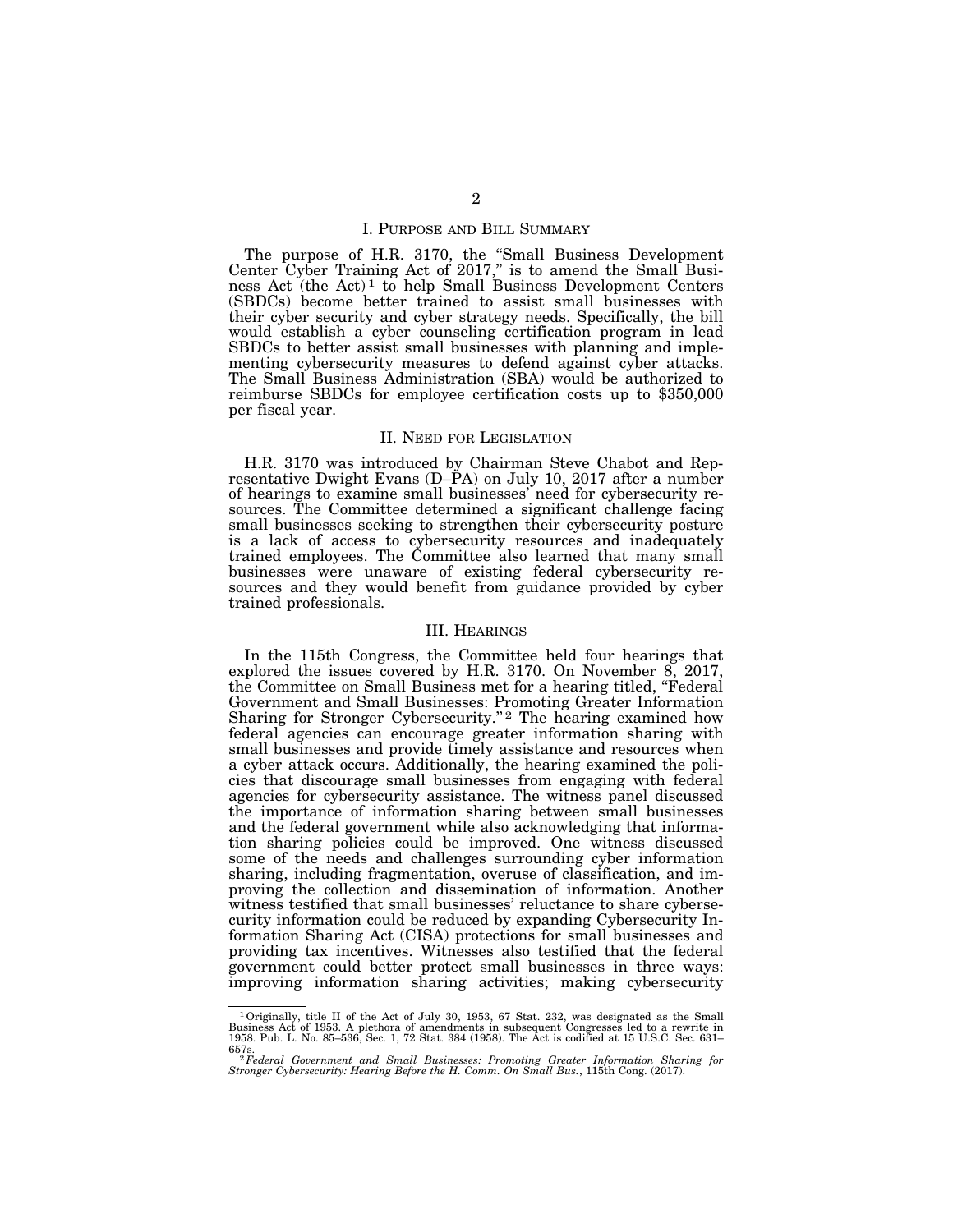## I. PURPOSE AND BILL SUMMARY

The purpose of H.R. 3170, the "Small Business Development Center Cyber Training Act of 2017," is to amend the Small Business Act (the Act)[1] to help Small Business Development Centers (SBDCs) become better trained to assist small businesses with their cyber security and cyber strategy needs. Specifically, the bill would establish a cyber counseling certification program in lead SBDCs to better assist small businesses with planning and implementing cybersecurity measures to defend against cyber attacks. The Small Business Administration (SBA) would be authorized to reimburse SBDCs for employee certification costs up to $350,000 per fiscal year.

## II. NEED FOR LEGISLATION

H.R. 3170 was introduced by Chairman Steve Chabot and Representative Dwight Evans (D–PA) on July 10, 2017 after a number of hearings to examine small businesses' need for cybersecurity resources. The Committee determined a significant challenge facing small businesses seeking to strengthen their cybersecurity posture is a lack of access to cybersecurity resources and inadequately trained employees. The Committee also learned that many small businesses were unaware of existing federal cybersecurity resources and they would benefit from guidance provided by cyber trained professionals.

## III. HEARINGS

In the 115th Congress, the Committee held four hearings that explored the issues covered by H.R. 3170. On November 8, 2017, the Committee on Small Business met for a hearing titled, "Federal Government and Small Businesses: Promoting Greater Information Sharing for Stronger Cybersecurity."[2] The hearing examined how federal agencies can encourage greater information sharing with small businesses and provide timely assistance and resources when a cyber attack occurs. Additionally, the hearing examined the policies that discourage small businesses from engaging with federal agencies for cybersecurity assistance. The witness panel discussed the importance of information sharing between small businesses and the federal government while also acknowledging that information sharing policies could be improved. One witness discussed some of the needs and challenges surrounding cyber information sharing, including fragmentation, overuse of classification, and improving the collection and dissemination of information. Another witness testified that small businesses' reluctance to share cybersecurity information could be reduced by expanding Cybersecurity Information Sharing Act (CISA) protections for small businesses and providing tax incentives. Witnesses also testified that the federal government could better protect small businesses in three ways: improving information sharing activities; making cybersecurity

---

[1] Originally, title II of the Act of July 30, 1953, 67 Stat. 232, was designated as the Small Business Act of 1953. A plethora of amendments in subsequent Congresses led to a rewrite in 1958. Pub. L. No. 85–536, Sec. 1, 72 Stat. 384 (1958). The Act is codified at 15 U.S.C. Sec. 631–657s.

[2] *Federal Government and Small Businesses: Promoting Greater Information Sharing for Stronger Cybersecurity: Hearing Before the H. Comm. On Small Bus.*, 115th Cong. (2017).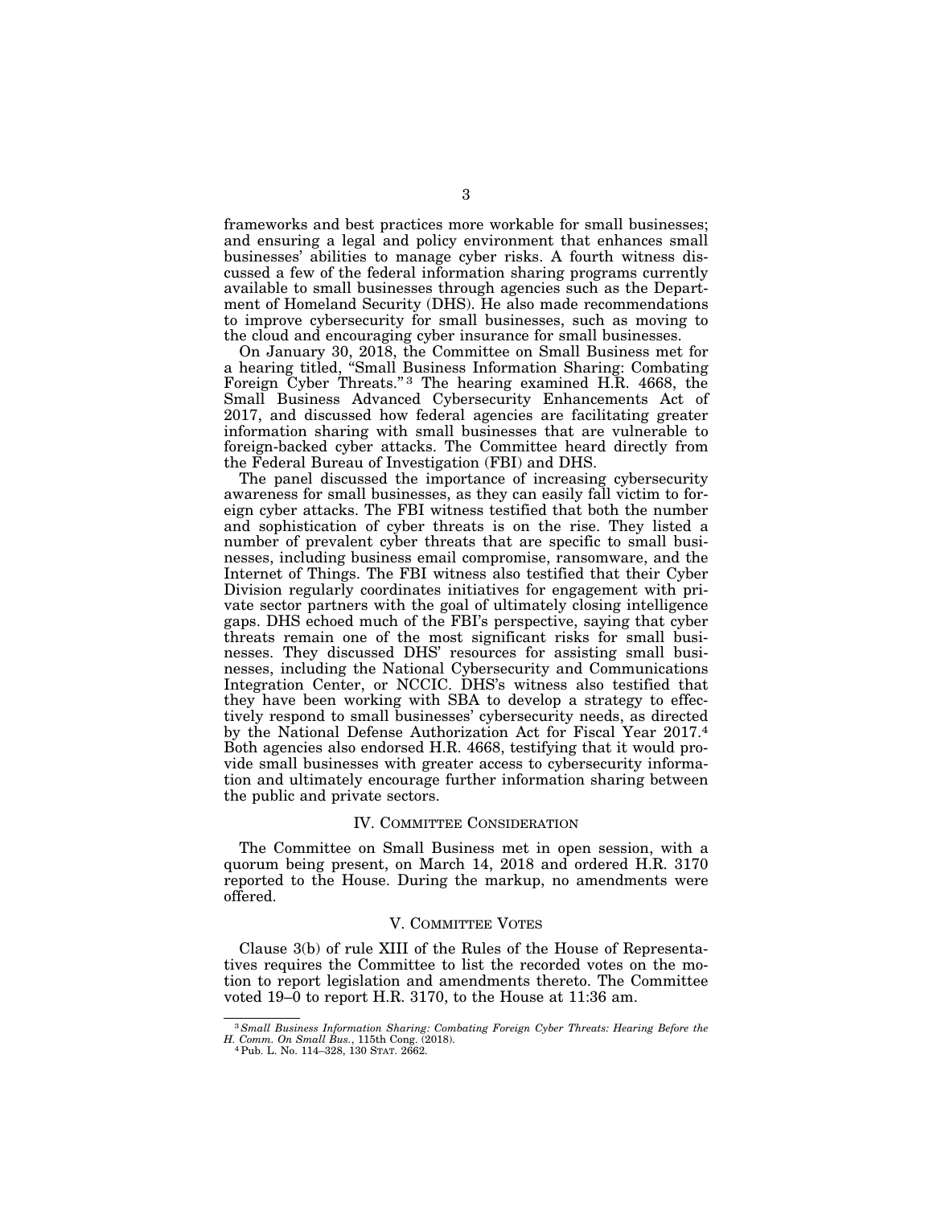frameworks and best practices more workable for small businesses; and ensuring a legal and policy environment that enhances small businesses' abilities to manage cyber risks. A fourth witness discussed a few of the federal information sharing programs currently available to small businesses through agencies such as the Department of Homeland Security (DHS). He also made recommendations to improve cybersecurity for small businesses, such as moving to the cloud and encouraging cyber insurance for small businesses.

On January 30, 2018, the Committee on Small Business met for a hearing titled, "Small Business Information Sharing: Combating Foreign Cyber Threats."[3] The hearing examined H.R. 4668, the Small Business Advanced Cybersecurity Enhancements Act of 2017, and discussed how federal agencies are facilitating greater information sharing with small businesses that are vulnerable to foreign-backed cyber attacks. The Committee heard directly from the Federal Bureau of Investigation (FBI) and DHS.

The panel discussed the importance of increasing cybersecurity awareness for small businesses, as they can easily fall victim to foreign cyber attacks. The FBI witness testified that both the number and sophistication of cyber threats is on the rise. They listed a number of prevalent cyber threats that are specific to small businesses, including business email compromise, ransomware, and the Internet of Things. The FBI witness also testified that their Cyber Division regularly coordinates initiatives for engagement with private sector partners with the goal of ultimately closing intelligence gaps. DHS echoed much of the FBI's perspective, saying that cyber threats remain one of the most significant risks for small businesses. They discussed DHS' resources for assisting small businesses, including the National Cybersecurity and Communications Integration Center, or NCCIC. DHS's witness also testified that they have been working with SBA to develop a strategy to effectively respond to small businesses' cybersecurity needs, as directed by the National Defense Authorization Act for Fiscal Year 2017.[4] Both agencies also endorsed H.R. 4668, testifying that it would provide small businesses with greater access to cybersecurity information and ultimately encourage further information sharing between the public and private sectors.

## IV. Committee Consideration

The Committee on Small Business met in open session, with a quorum being present, on March 14, 2018 and ordered H.R. 3170 reported to the House. During the markup, no amendments were offered.

## V. Committee Votes

Clause 3(b) of rule XIII of the Rules of the House of Representatives requires the Committee to list the recorded votes on the motion to report legislation and amendments thereto. The Committee voted 19–0 to report H.R. 3170, to the House at 11:36 am.

---

[3] *Small Business Information Sharing: Combating Foreign Cyber Threats: Hearing Before the H. Comm. On Small Bus.*, 115th Cong. (2018).

[4] Pub. L. No. 114–328, 130 Stat. 2662.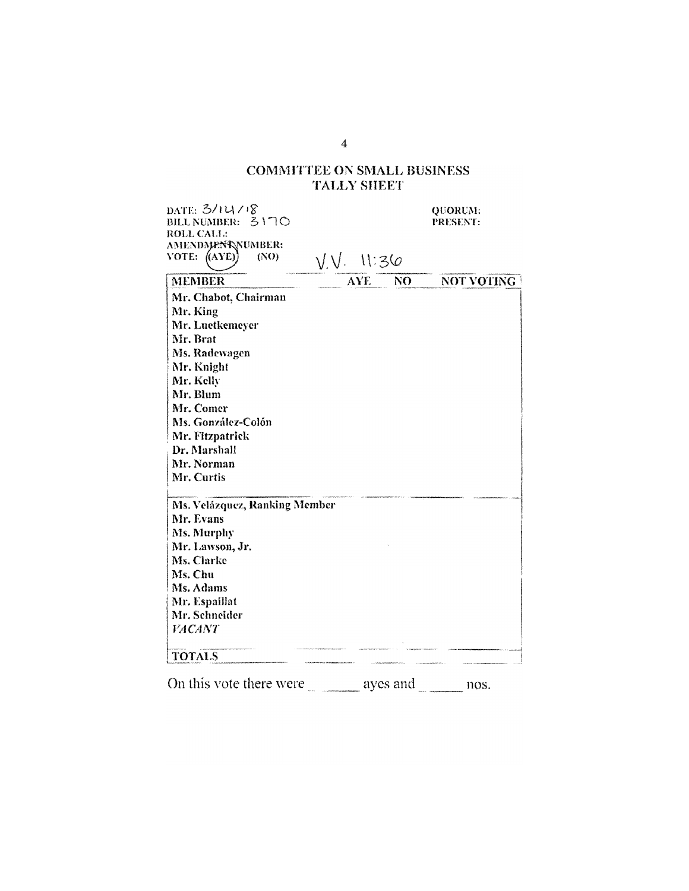## COMMITTEE ON SMALL BUSINESS
## TALLY SHEET

DATE: 3/14/18
BILL NUMBER: 3170
ROLL CALL:
AMENDMENT NUMBER:
VOTE: (AYE) (NO)     V.V. 11:36

QUORUM:
PRESENT:

| MEMBER | AYE | NO | NOT VOTING |
|---|---|---|---|
| Mr. Chabot, Chairman | | | |
| Mr. King | | | |
| Mr. Luetkemeyer | | | |
| Mr. Brat | | | |
| Ms. Radewagen | | | |
| Mr. Knight | | | |
| Mr. Kelly | | | |
| Mr. Blum | | | |
| Mr. Comer | | | |
| Ms. González-Colón | | | |
| Mr. Fitzpatrick | | | |
| Dr. Marshall | | | |
| Mr. Norman | | | |
| Mr. Curtis | | | |
| Ms. Velázquez, Ranking Member | | | |
| Mr. Evans | | | |
| Ms. Murphy | | | |
| Mr. Lawson, Jr. | | | |
| Ms. Clarke | | | |
| Ms. Chu | | | |
| Ms. Adams | | | |
| Mr. Espaillat | | | |
| Mr. Schneider | | | |
| *VACANT* | | | |
| **TOTALS** | | | |

On this vote there were ______ ayes and ______ nos.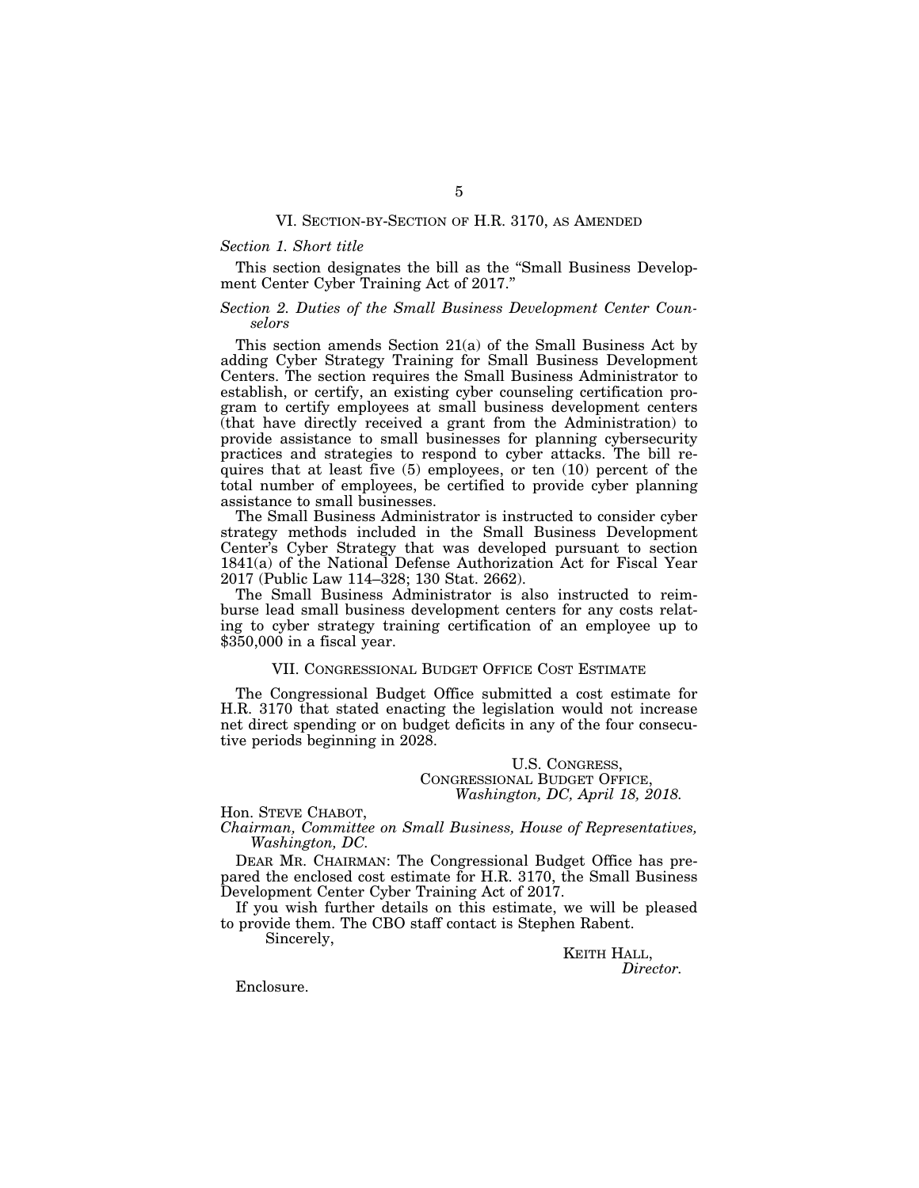## VI. SECTION-BY-SECTION OF H.R. 3170, AS AMENDED

*Section 1. Short title*

This section designates the bill as the "Small Business Development Center Cyber Training Act of 2017."

*Section 2. Duties of the Small Business Development Center Counselors*

This section amends Section 21(a) of the Small Business Act by adding Cyber Strategy Training for Small Business Development Centers. The section requires the Small Business Administrator to establish, or certify, an existing cyber counseling certification program to certify employees at small business development centers (that have directly received a grant from the Administration) to provide assistance to small businesses for planning cybersecurity practices and strategies to respond to cyber attacks. The bill requires that at least five (5) employees, or ten (10) percent of the total number of employees, be certified to provide cyber planning assistance to small businesses.

The Small Business Administrator is instructed to consider cyber strategy methods included in the Small Business Development Center's Cyber Strategy that was developed pursuant to section 1841(a) of the National Defense Authorization Act for Fiscal Year 2017 (Public Law 114–328; 130 Stat. 2662).

The Small Business Administrator is also instructed to reimburse lead small business development centers for any costs relating to cyber strategy training certification of an employee up to $350,000 in a fiscal year.

## VII. CONGRESSIONAL BUDGET OFFICE COST ESTIMATE

The Congressional Budget Office submitted a cost estimate for H.R. 3170 that stated enacting the legislation would not increase net direct spending or on budget deficits in any of the four consecutive periods beginning in 2028.

U.S. CONGRESS,
CONGRESSIONAL BUDGET OFFICE,
*Washington, DC, April 18, 2018.*

Hon. STEVE CHABOT,
*Chairman, Committee on Small Business, House of Representatives, Washington, DC.*

DEAR MR. CHAIRMAN: The Congressional Budget Office has prepared the enclosed cost estimate for H.R. 3170, the Small Business Development Center Cyber Training Act of 2017.

If you wish further details on this estimate, we will be pleased to provide them. The CBO staff contact is Stephen Rabent.

Sincerely,

KEITH HALL,
*Director.*

Enclosure.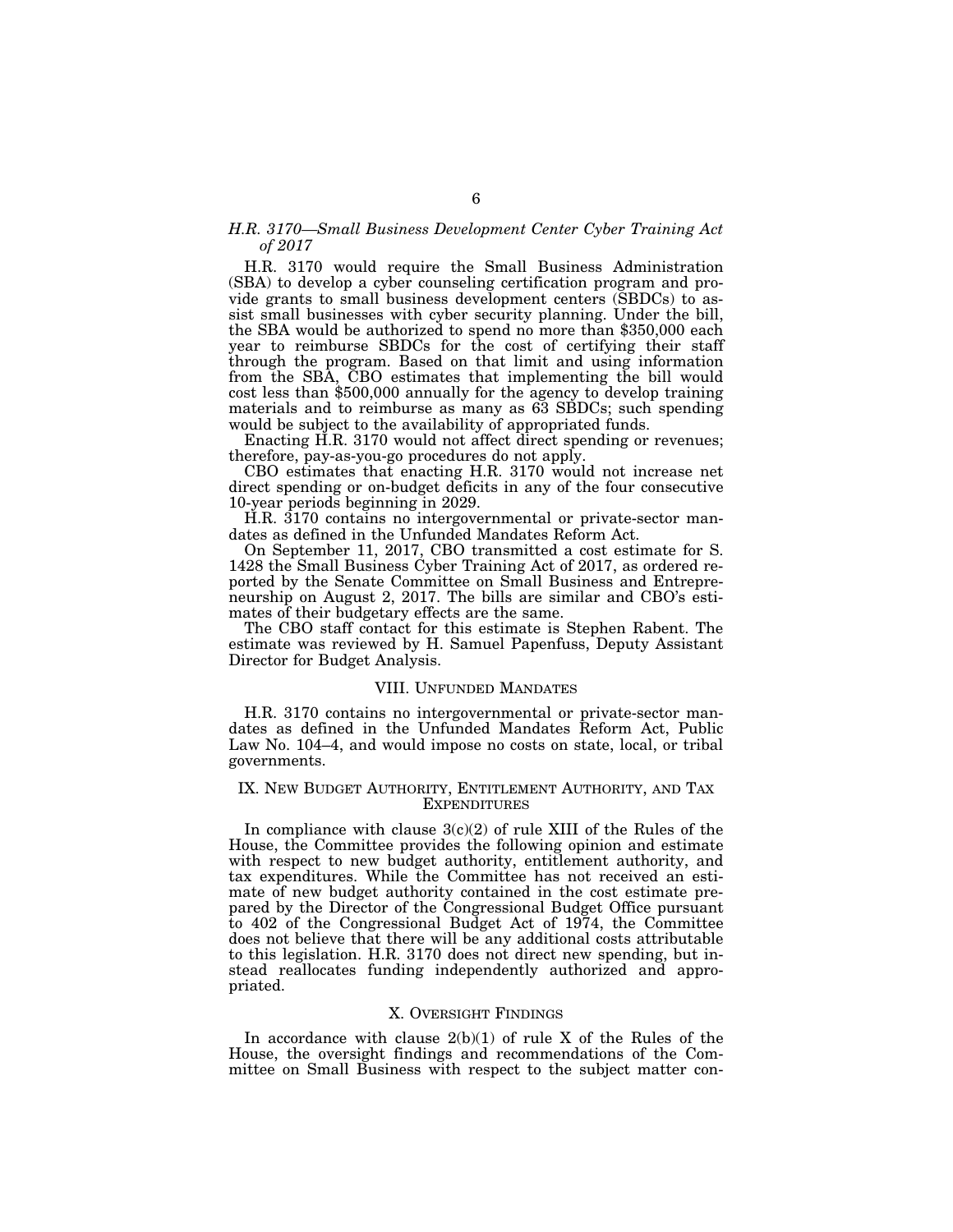*H.R. 3170—Small Business Development Center Cyber Training Act of 2017*

H.R. 3170 would require the Small Business Administration (SBA) to develop a cyber counseling certification program and provide grants to small business development centers (SBDCs) to assist small businesses with cyber security planning. Under the bill, the SBA would be authorized to spend no more than $350,000 each year to reimburse SBDCs for the cost of certifying their staff through the program. Based on that limit and using information from the SBA, CBO estimates that implementing the bill would cost less than $500,000 annually for the agency to develop training materials and to reimburse as many as 63 SBDCs; such spending would be subject to the availability of appropriated funds.

Enacting H.R. 3170 would not affect direct spending or revenues; therefore, pay-as-you-go procedures do not apply.

CBO estimates that enacting H.R. 3170 would not increase net direct spending or on-budget deficits in any of the four consecutive 10-year periods beginning in 2029.

H.R. 3170 contains no intergovernmental or private-sector mandates as defined in the Unfunded Mandates Reform Act.

On September 11, 2017, CBO transmitted a cost estimate for S. 1428 the Small Business Cyber Training Act of 2017, as ordered reported by the Senate Committee on Small Business and Entrepreneurship on August 2, 2017. The bills are similar and CBO's estimates of their budgetary effects are the same.

The CBO staff contact for this estimate is Stephen Rabent. The estimate was reviewed by H. Samuel Papenfuss, Deputy Assistant Director for Budget Analysis.

## VIII. Unfunded Mandates

H.R. 3170 contains no intergovernmental or private-sector mandates as defined in the Unfunded Mandates Reform Act, Public Law No. 104–4, and would impose no costs on state, local, or tribal governments.

## IX. New Budget Authority, Entitlement Authority, and Tax Expenditures

In compliance with clause 3(c)(2) of rule XIII of the Rules of the House, the Committee provides the following opinion and estimate with respect to new budget authority, entitlement authority, and tax expenditures. While the Committee has not received an estimate of new budget authority contained in the cost estimate prepared by the Director of the Congressional Budget Office pursuant to 402 of the Congressional Budget Act of 1974, the Committee does not believe that there will be any additional costs attributable to this legislation. H.R. 3170 does not direct new spending, but instead reallocates funding independently authorized and appropriated.

## X. Oversight Findings

In accordance with clause 2(b)(1) of rule X of the Rules of the House, the oversight findings and recommendations of the Committee on Small Business with respect to the subject matter con-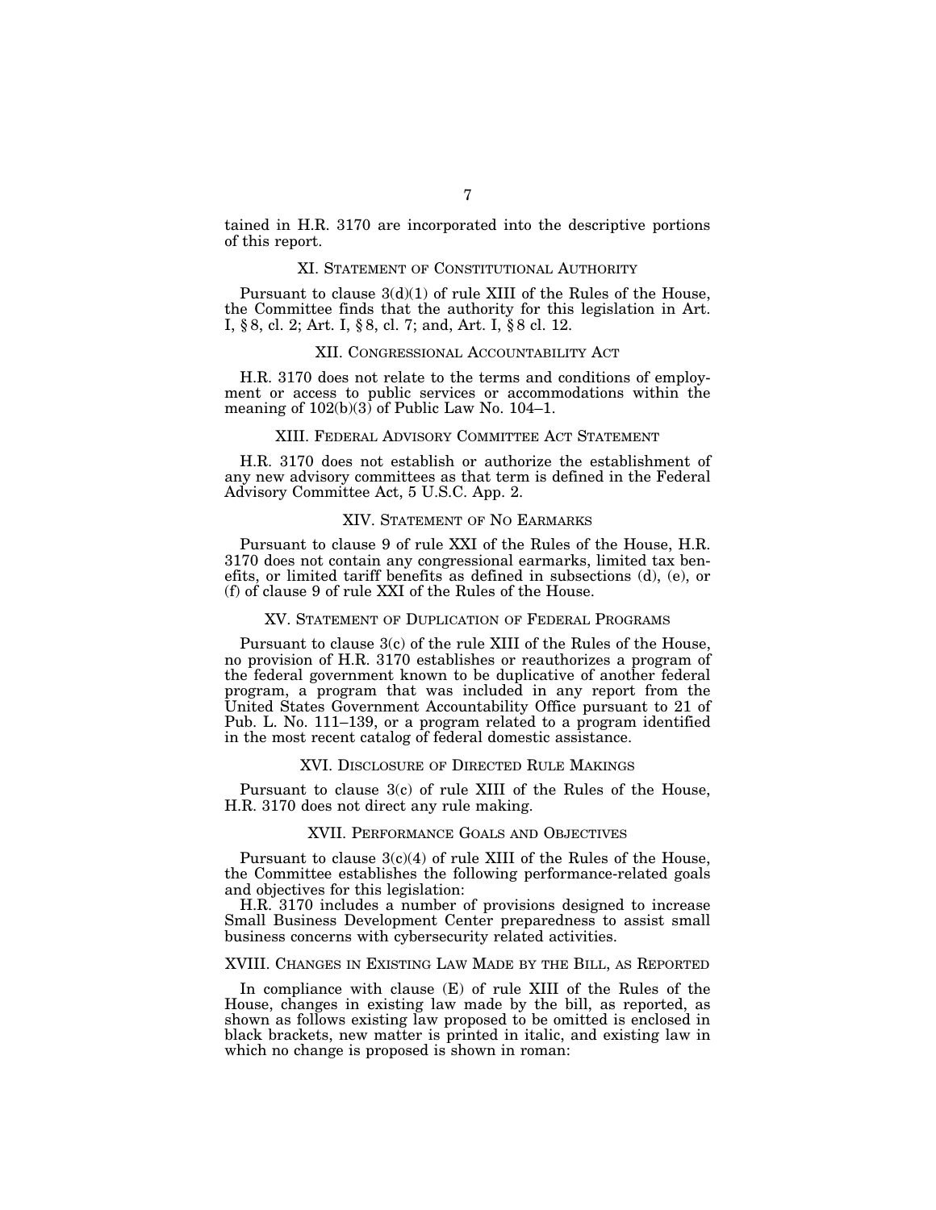tained in H.R. 3170 are incorporated into the descriptive portions of this report.

## XI. Statement of Constitutional Authority

Pursuant to clause 3(d)(1) of rule XIII of the Rules of the House, the Committee finds that the authority for this legislation in Art. I, § 8, cl. 2; Art. I, § 8, cl. 7; and, Art. I, § 8 cl. 12.

## XII. Congressional Accountability Act

H.R. 3170 does not relate to the terms and conditions of employment or access to public services or accommodations within the meaning of 102(b)(3) of Public Law No. 104–1.

## XIII. Federal Advisory Committee Act Statement

H.R. 3170 does not establish or authorize the establishment of any new advisory committees as that term is defined in the Federal Advisory Committee Act, 5 U.S.C. App. 2.

## XIV. Statement of No Earmarks

Pursuant to clause 9 of rule XXI of the Rules of the House, H.R. 3170 does not contain any congressional earmarks, limited tax benefits, or limited tariff benefits as defined in subsections (d), (e), or (f) of clause 9 of rule XXI of the Rules of the House.

## XV. Statement of Duplication of Federal Programs

Pursuant to clause 3(c) of the rule XIII of the Rules of the House, no provision of H.R. 3170 establishes or reauthorizes a program of the federal government known to be duplicative of another federal program, a program that was included in any report from the United States Government Accountability Office pursuant to 21 of Pub. L. No. 111–139, or a program related to a program identified in the most recent catalog of federal domestic assistance.

## XVI. Disclosure of Directed Rule Makings

Pursuant to clause 3(c) of rule XIII of the Rules of the House, H.R. 3170 does not direct any rule making.

## XVII. Performance Goals and Objectives

Pursuant to clause 3(c)(4) of rule XIII of the Rules of the House, the Committee establishes the following performance-related goals and objectives for this legislation:

H.R. 3170 includes a number of provisions designed to increase Small Business Development Center preparedness to assist small business concerns with cybersecurity related activities.

## XVIII. Changes in Existing Law Made by the Bill, as Reported

In compliance with clause (E) of rule XIII of the Rules of the House, changes in existing law made by the bill, as reported, as shown as follows existing law proposed to be omitted is enclosed in black brackets, new matter is printed in italic, and existing law in which no change is proposed is shown in roman: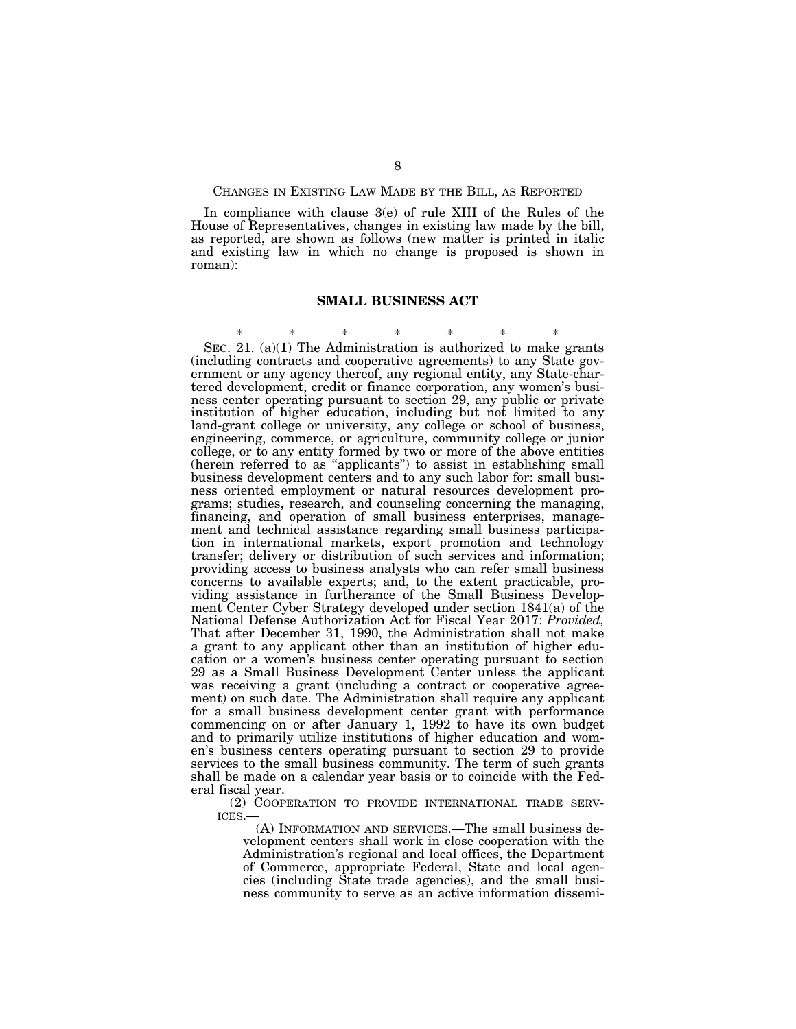CHANGES IN EXISTING LAW MADE BY THE BILL, AS REPORTED

In compliance with clause 3(e) of rule XIII of the Rules of the House of Representatives, changes in existing law made by the bill, as reported, are shown as follows (new matter is printed in italic and existing law in which no change is proposed is shown in roman):

## SMALL BUSINESS ACT

\* \* \* \* \* \* \*

SEC. 21. (a)(1) The Administration is authorized to make grants (including contracts and cooperative agreements) to any State government or any agency thereof, any regional entity, any State-chartered development, credit or finance corporation, any women's business center operating pursuant to section 29, any public or private institution of higher education, including but not limited to any land-grant college or university, any college or school of business, engineering, commerce, or agriculture, community college or junior college, or to any entity formed by two or more of the above entities (herein referred to as "applicants") to assist in establishing small business development centers and to any such labor for: small business oriented employment or natural resources development programs; studies, research, and counseling concerning the managing, financing, and operation of small business enterprises, management and technical assistance regarding small business participation in international markets, export promotion and technology transfer; delivery or distribution of such services and information; providing access to business analysts who can refer small business concerns to available experts; and, to the extent practicable, providing assistance in furtherance of the Small Business Development Center Cyber Strategy developed under section 1841(a) of the National Defense Authorization Act for Fiscal Year 2017: *Provided,* That after December 31, 1990, the Administration shall not make a grant to any applicant other than an institution of higher education or a women's business center operating pursuant to section 29 as a Small Business Development Center unless the applicant was receiving a grant (including a contract or cooperative agreement) on such date. The Administration shall require any applicant for a small business development center grant with performance commencing on or after January 1, 1992 to have its own budget and to primarily utilize institutions of higher education and women's business centers operating pursuant to section 29 to provide services to the small business community. The term of such grants shall be made on a calendar year basis or to coincide with the Federal fiscal year.

(2) COOPERATION TO PROVIDE INTERNATIONAL TRADE SERVICES.—

(A) INFORMATION AND SERVICES.—The small business development centers shall work in close cooperation with the Administration's regional and local offices, the Department of Commerce, appropriate Federal, State and local agencies (including State trade agencies), and the small business community to serve as an active information dissemi-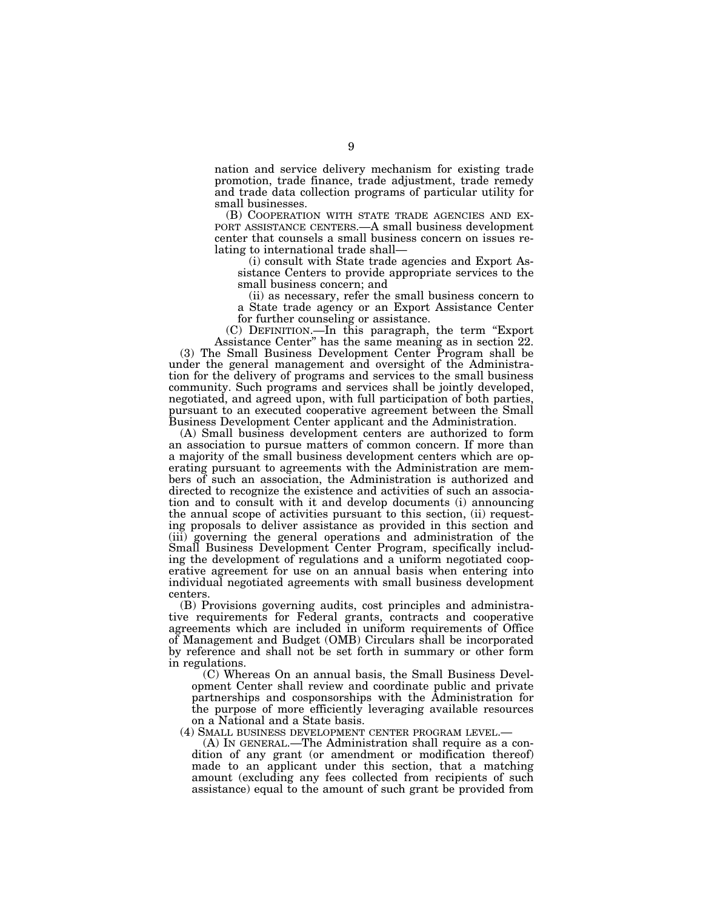nation and service delivery mechanism for existing trade promotion, trade finance, trade adjustment, trade remedy and trade data collection programs of particular utility for small businesses.

(B) COOPERATION WITH STATE TRADE AGENCIES AND EXPORT ASSISTANCE CENTERS.—A small business development center that counsels a small business concern on issues relating to international trade shall—

(i) consult with State trade agencies and Export Assistance Centers to provide appropriate services to the small business concern; and

(ii) as necessary, refer the small business concern to a State trade agency or an Export Assistance Center for further counseling or assistance.

(C) DEFINITION.—In this paragraph, the term "Export Assistance Center" has the same meaning as in section 22.

(3) The Small Business Development Center Program shall be under the general management and oversight of the Administration for the delivery of programs and services to the small business community. Such programs and services shall be jointly developed, negotiated, and agreed upon, with full participation of both parties, pursuant to an executed cooperative agreement between the Small Business Development Center applicant and the Administration.

(A) Small business development centers are authorized to form an association to pursue matters of common concern. If more than a majority of the small business development centers which are operating pursuant to agreements with the Administration are members of such an association, the Administration is authorized and directed to recognize the existence and activities of such an association and to consult with it and develop documents (i) announcing the annual scope of activities pursuant to this section, (ii) requesting proposals to deliver assistance as provided in this section and (iii) governing the general operations and administration of the Small Business Development Center Program, specifically including the development of regulations and a uniform negotiated cooperative agreement for use on an annual basis when entering into individual negotiated agreements with small business development centers.

(B) Provisions governing audits, cost principles and administrative requirements for Federal grants, contracts and cooperative agreements which are included in uniform requirements of Office of Management and Budget (OMB) Circulars shall be incorporated by reference and shall not be set forth in summary or other form in regulations.

(C) Whereas On an annual basis, the Small Business Development Center shall review and coordinate public and private partnerships and cosponsorships with the Administration for the purpose of more efficiently leveraging available resources on a National and a State basis.

(4) SMALL BUSINESS DEVELOPMENT CENTER PROGRAM LEVEL.—

(A) IN GENERAL.—The Administration shall require as a condition of any grant (or amendment or modification thereof) made to an applicant under this section, that a matching amount (excluding any fees collected from recipients of such assistance) equal to the amount of such grant be provided from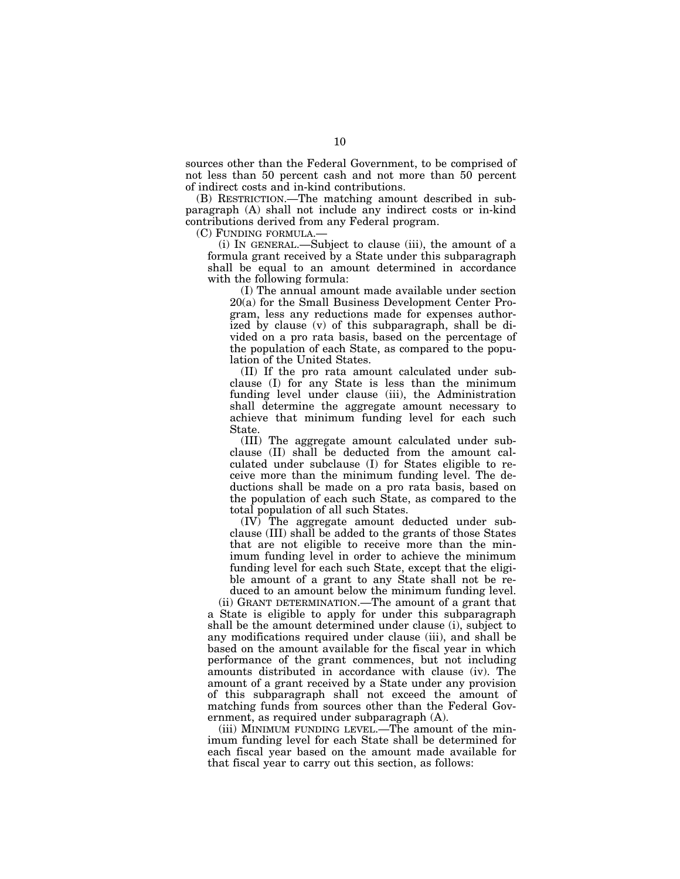sources other than the Federal Government, to be comprised of not less than 50 percent cash and not more than 50 percent of indirect costs and in-kind contributions.

(B) RESTRICTION.—The matching amount described in subparagraph (A) shall not include any indirect costs or in-kind contributions derived from any Federal program.

(C) FUNDING FORMULA.—

(i) IN GENERAL.—Subject to clause (iii), the amount of a formula grant received by a State under this subparagraph shall be equal to an amount determined in accordance with the following formula:

(I) The annual amount made available under section 20(a) for the Small Business Development Center Program, less any reductions made for expenses authorized by clause (v) of this subparagraph, shall be divided on a pro rata basis, based on the percentage of the population of each State, as compared to the population of the United States.

(II) If the pro rata amount calculated under subclause (I) for any State is less than the minimum funding level under clause (iii), the Administration shall determine the aggregate amount necessary to achieve that minimum funding level for each such State.

(III) The aggregate amount calculated under subclause (II) shall be deducted from the amount calculated under subclause (I) for States eligible to receive more than the minimum funding level. The deductions shall be made on a pro rata basis, based on the population of each such State, as compared to the total population of all such States.

(IV) The aggregate amount deducted under subclause (III) shall be added to the grants of those States that are not eligible to receive more than the minimum funding level in order to achieve the minimum funding level for each such State, except that the eligible amount of a grant to any State shall not be reduced to an amount below the minimum funding level.

(ii) GRANT DETERMINATION.—The amount of a grant that a State is eligible to apply for under this subparagraph shall be the amount determined under clause (i), subject to any modifications required under clause (iii), and shall be based on the amount available for the fiscal year in which performance of the grant commences, but not including amounts distributed in accordance with clause (iv). The amount of a grant received by a State under any provision of this subparagraph shall not exceed the amount of matching funds from sources other than the Federal Government, as required under subparagraph (A).

(iii) MINIMUM FUNDING LEVEL.—The amount of the minimum funding level for each State shall be determined for each fiscal year based on the amount made available for that fiscal year to carry out this section, as follows: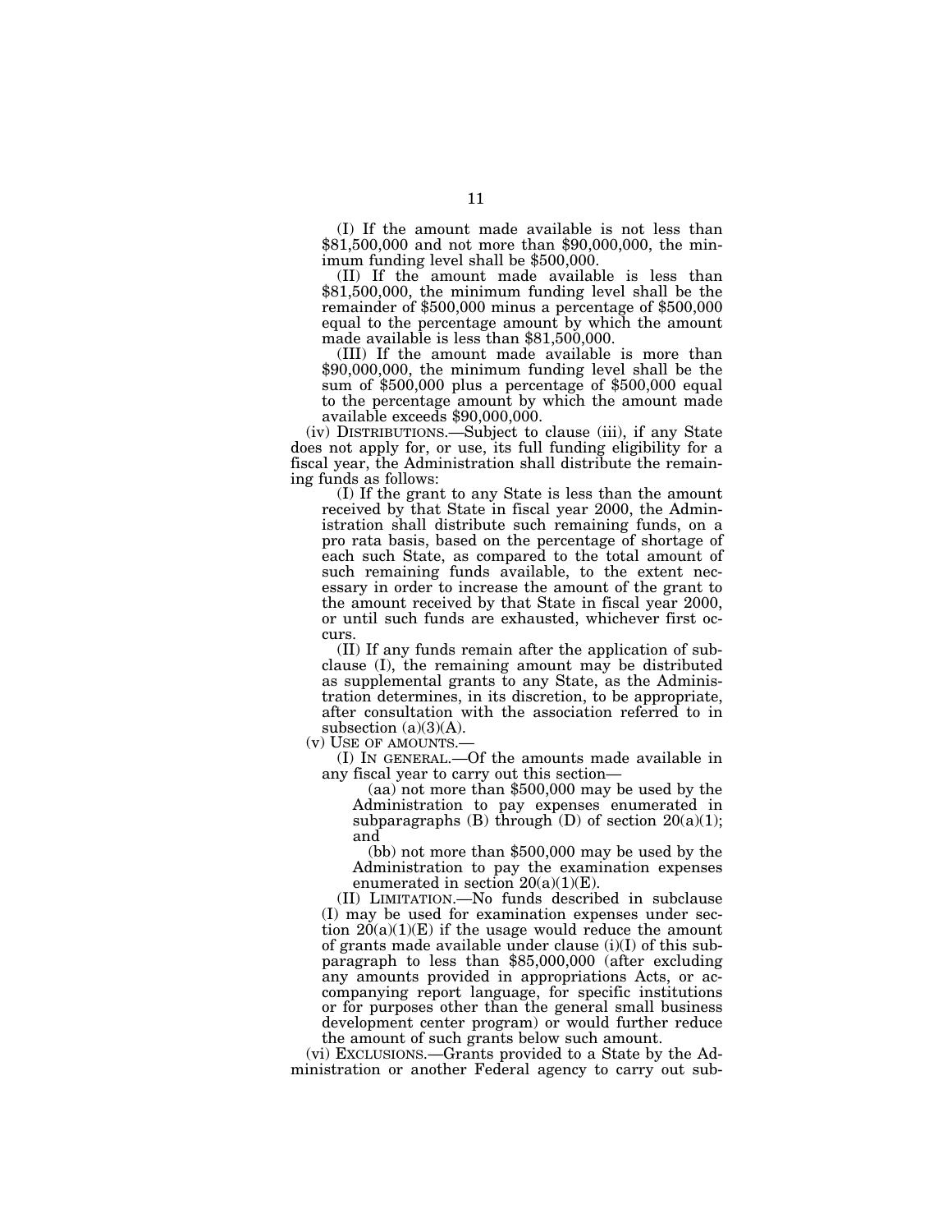(I) If the amount made available is not less than $81,500,000 and not more than $90,000,000, the minimum funding level shall be $500,000.

(II) If the amount made available is less than $81,500,000, the minimum funding level shall be the remainder of $500,000 minus a percentage of $500,000 equal to the percentage amount by which the amount made available is less than $81,500,000.

(III) If the amount made available is more than $90,000,000, the minimum funding level shall be the sum of $500,000 plus a percentage of $500,000 equal to the percentage amount by which the amount made available exceeds $90,000,000.

(iv) DISTRIBUTIONS.—Subject to clause (iii), if any State does not apply for, or use, its full funding eligibility for a fiscal year, the Administration shall distribute the remaining funds as follows:

(I) If the grant to any State is less than the amount received by that State in fiscal year 2000, the Administration shall distribute such remaining funds, on a pro rata basis, based on the percentage of shortage of each such State, as compared to the total amount of such remaining funds available, to the extent necessary in order to increase the amount of the grant to the amount received by that State in fiscal year 2000, or until such funds are exhausted, whichever first occurs.

(II) If any funds remain after the application of subclause (I), the remaining amount may be distributed as supplemental grants to any State, as the Administration determines, in its discretion, to be appropriate, after consultation with the association referred to in subsection (a)(3)(A).

(v) USE OF AMOUNTS.—

(I) IN GENERAL.—Of the amounts made available in any fiscal year to carry out this section—

(aa) not more than $500,000 may be used by the Administration to pay expenses enumerated in subparagraphs (B) through (D) of section 20(a)(1); and

(bb) not more than $500,000 may be used by the Administration to pay the examination expenses enumerated in section 20(a)(1)(E).

(II) LIMITATION.—No funds described in subclause (I) may be used for examination expenses under section 20(a)(1)(E) if the usage would reduce the amount of grants made available under clause (i)(I) of this subparagraph to less than $85,000,000 (after excluding any amounts provided in appropriations Acts, or accompanying report language, for specific institutions or for purposes other than the general small business development center program) or would further reduce the amount of such grants below such amount.

(vi) EXCLUSIONS.—Grants provided to a State by the Administration or another Federal agency to carry out sub-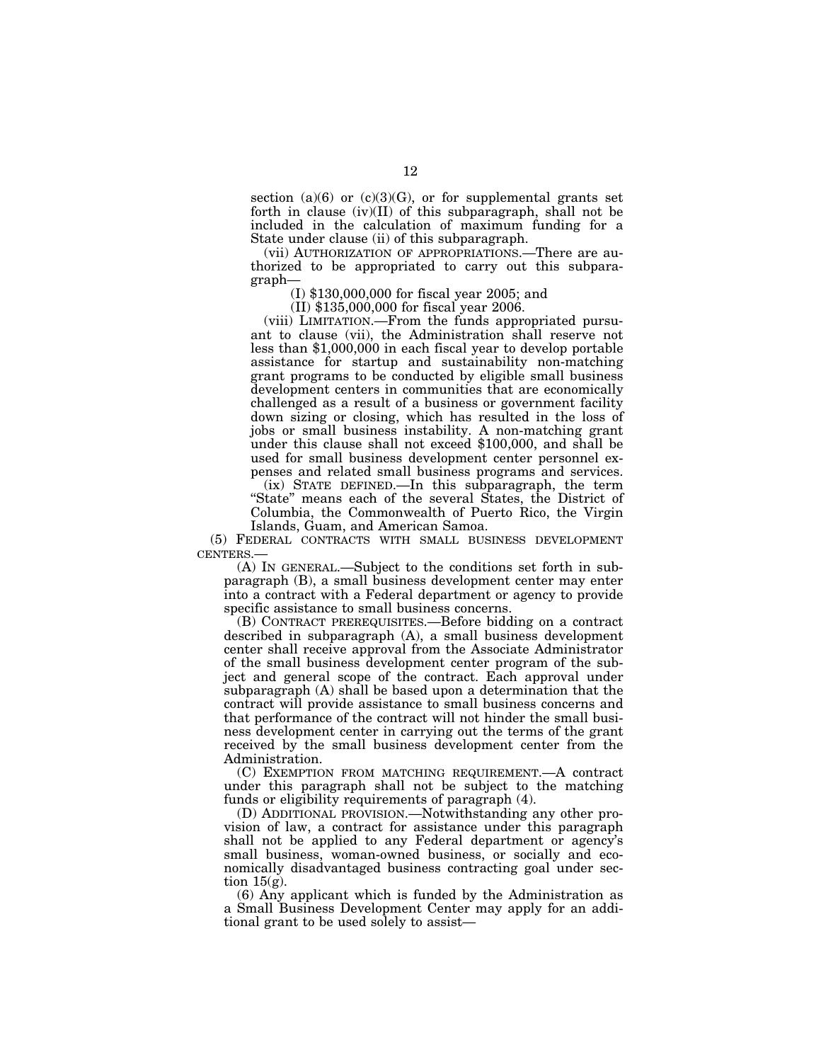section (a)(6) or (c)(3)(G), or for supplemental grants set forth in clause (iv)(II) of this subparagraph, shall not be included in the calculation of maximum funding for a State under clause (ii) of this subparagraph.

(vii) AUTHORIZATION OF APPROPRIATIONS.—There are authorized to be appropriated to carry out this subparagraph—

(I) $130,000,000 for fiscal year 2005; and

(II) $135,000,000 for fiscal year 2006.

(viii) LIMITATION.—From the funds appropriated pursuant to clause (vii), the Administration shall reserve not less than $1,000,000 in each fiscal year to develop portable assistance for startup and sustainability non-matching grant programs to be conducted by eligible small business development centers in communities that are economically challenged as a result of a business or government facility down sizing or closing, which has resulted in the loss of jobs or small business instability. A non-matching grant under this clause shall not exceed $100,000, and shall be used for small business development center personnel expenses and related small business programs and services.

(ix) STATE DEFINED.—In this subparagraph, the term "State" means each of the several States, the District of Columbia, the Commonwealth of Puerto Rico, the Virgin Islands, Guam, and American Samoa.

(5) FEDERAL CONTRACTS WITH SMALL BUSINESS DEVELOPMENT CENTERS.—

(A) IN GENERAL.—Subject to the conditions set forth in subparagraph (B), a small business development center may enter into a contract with a Federal department or agency to provide specific assistance to small business concerns.

(B) CONTRACT PREREQUISITES.—Before bidding on a contract described in subparagraph (A), a small business development center shall receive approval from the Associate Administrator of the small business development center program of the subject and general scope of the contract. Each approval under subparagraph (A) shall be based upon a determination that the contract will provide assistance to small business concerns and that performance of the contract will not hinder the small business development center in carrying out the terms of the grant received by the small business development center from the Administration.

(C) EXEMPTION FROM MATCHING REQUIREMENT.—A contract under this paragraph shall not be subject to the matching funds or eligibility requirements of paragraph (4).

(D) ADDITIONAL PROVISION.—Notwithstanding any other provision of law, a contract for assistance under this paragraph shall not be applied to any Federal department or agency's small business, woman-owned business, or socially and economically disadvantaged business contracting goal under section 15(g).

(6) Any applicant which is funded by the Administration as a Small Business Development Center may apply for an additional grant to be used solely to assist—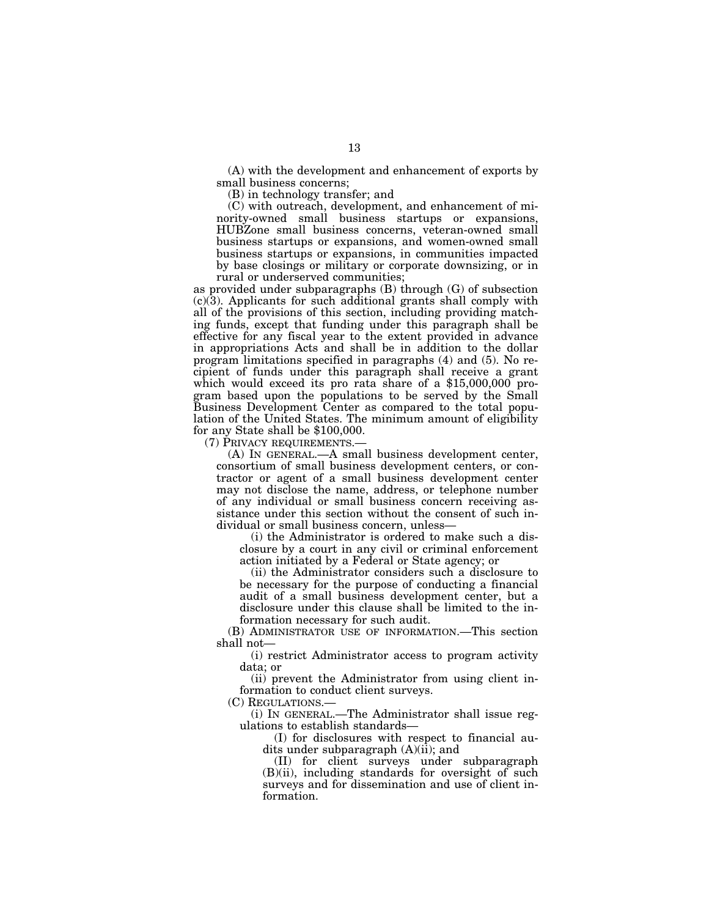(A) with the development and enhancement of exports by small business concerns;

(B) in technology transfer; and

(C) with outreach, development, and enhancement of minority-owned small business startups or expansions, HUBZone small business concerns, veteran-owned small business startups or expansions, and women-owned small business startups or expansions, in communities impacted by base closings or military or corporate downsizing, or in rural or underserved communities;

as provided under subparagraphs (B) through (G) of subsection (c)(3). Applicants for such additional grants shall comply with all of the provisions of this section, including providing matching funds, except that funding under this paragraph shall be effective for any fiscal year to the extent provided in advance in appropriations Acts and shall be in addition to the dollar program limitations specified in paragraphs (4) and (5). No recipient of funds under this paragraph shall receive a grant which would exceed its pro rata share of a $15,000,000 program based upon the populations to be served by the Small Business Development Center as compared to the total population of the United States. The minimum amount of eligibility for any State shall be $100,000.

(7) PRIVACY REQUIREMENTS.—

(A) IN GENERAL.—A small business development center, consortium of small business development centers, or contractor or agent of a small business development center may not disclose the name, address, or telephone number of any individual or small business concern receiving assistance under this section without the consent of such individual or small business concern, unless—

(i) the Administrator is ordered to make such a disclosure by a court in any civil or criminal enforcement action initiated by a Federal or State agency; or

(ii) the Administrator considers such a disclosure to be necessary for the purpose of conducting a financial audit of a small business development center, but a disclosure under this clause shall be limited to the information necessary for such audit.

(B) ADMINISTRATOR USE OF INFORMATION.—This section shall not—

(i) restrict Administrator access to program activity data; or

(ii) prevent the Administrator from using client information to conduct client surveys.

(C) REGULATIONS.—

(i) IN GENERAL.—The Administrator shall issue regulations to establish standards—

(I) for disclosures with respect to financial audits under subparagraph (A)(ii); and

(II) for client surveys under subparagraph (B)(ii), including standards for oversight of such surveys and for dissemination and use of client information.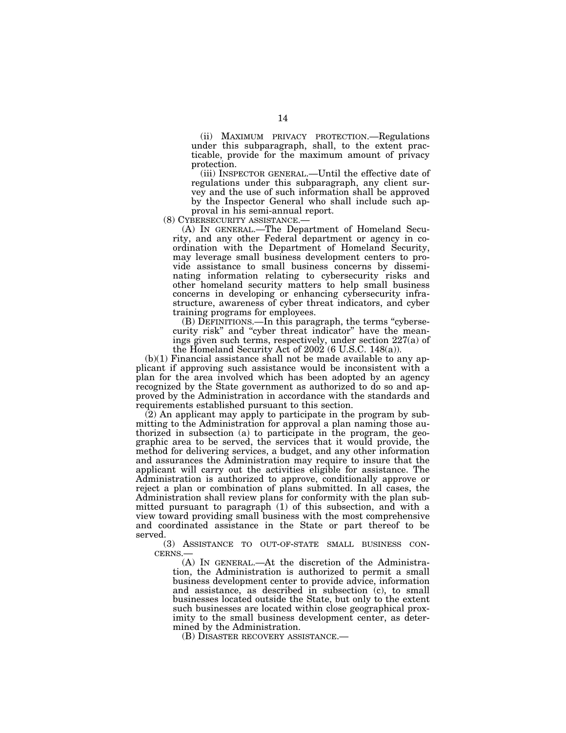(ii) MAXIMUM PRIVACY PROTECTION.—Regulations under this subparagraph, shall, to the extent practicable, provide for the maximum amount of privacy protection.

(iii) INSPECTOR GENERAL.—Until the effective date of regulations under this subparagraph, any client survey and the use of such information shall be approved by the Inspector General who shall include such approval in his semi-annual report.

(8) CYBERSECURITY ASSISTANCE.—

(A) IN GENERAL.—The Department of Homeland Security, and any other Federal department or agency in coordination with the Department of Homeland Security, may leverage small business development centers to provide assistance to small business concerns by disseminating information relating to cybersecurity risks and other homeland security matters to help small business concerns in developing or enhancing cybersecurity infrastructure, awareness of cyber threat indicators, and cyber training programs for employees.

(B) DEFINITIONS.—In this paragraph, the terms "cybersecurity risk" and "cyber threat indicator" have the meanings given such terms, respectively, under section 227(a) of the Homeland Security Act of 2002 (6 U.S.C. 148(a)).

(b)(1) Financial assistance shall not be made available to any applicant if approving such assistance would be inconsistent with a plan for the area involved which has been adopted by an agency recognized by the State government as authorized to do so and approved by the Administration in accordance with the standards and requirements established pursuant to this section.

(2) An applicant may apply to participate in the program by submitting to the Administration for approval a plan naming those authorized in subsection (a) to participate in the program, the geographic area to be served, the services that it would provide, the method for delivering services, a budget, and any other information and assurances the Administration may require to insure that the applicant will carry out the activities eligible for assistance. The Administration is authorized to approve, conditionally approve or reject a plan or combination of plans submitted. In all cases, the Administration shall review plans for conformity with the plan submitted pursuant to paragraph (1) of this subsection, and with a view toward providing small business with the most comprehensive and coordinated assistance in the State or part thereof to be served.

(3) ASSISTANCE TO OUT-OF-STATE SMALL BUSINESS CONCERNS.—

(A) IN GENERAL.—At the discretion of the Administration, the Administration is authorized to permit a small business development center to provide advice, information and assistance, as described in subsection (c), to small businesses located outside the State, but only to the extent such businesses are located within close geographical proximity to the small business development center, as determined by the Administration.

(B) DISASTER RECOVERY ASSISTANCE.—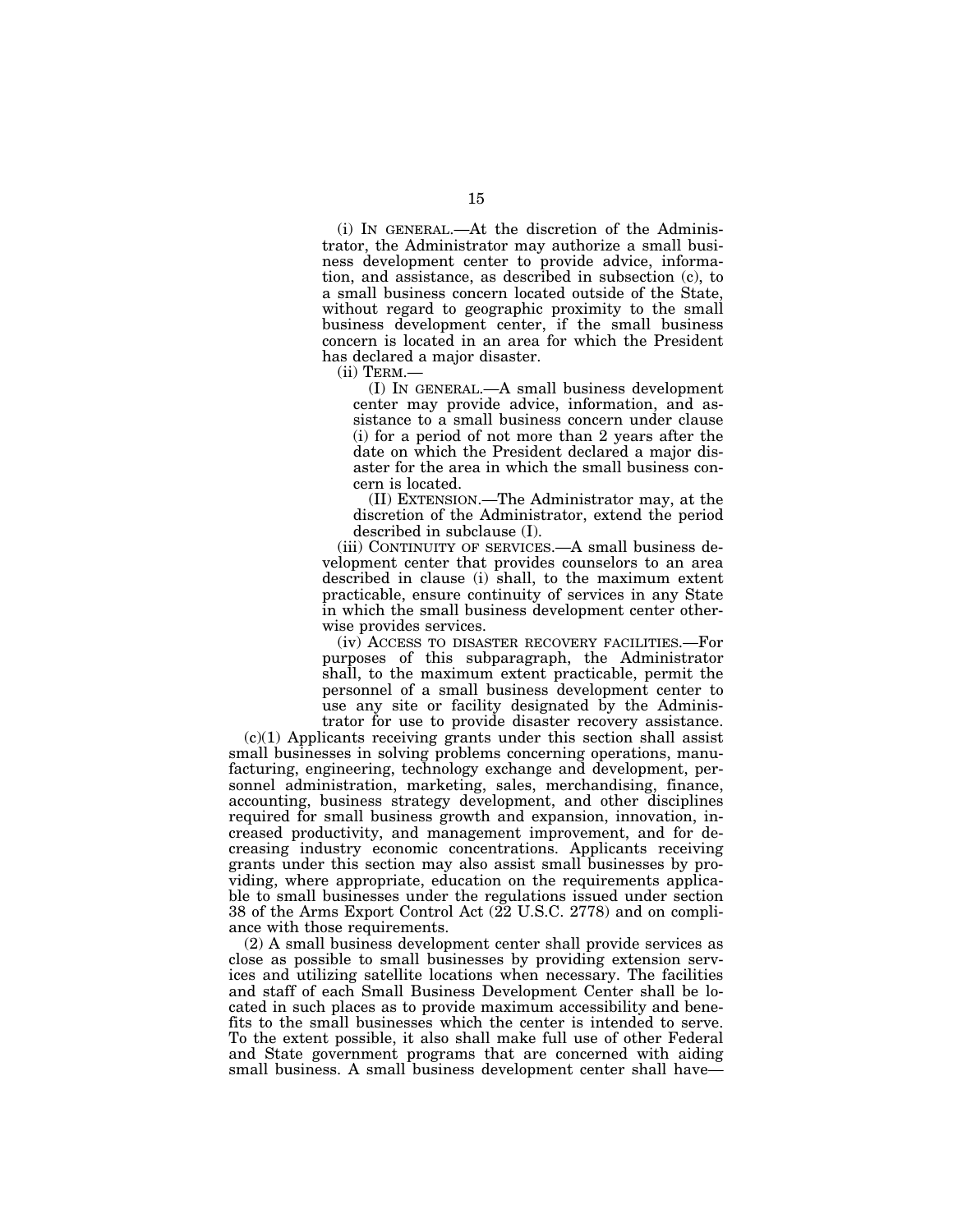(i) IN GENERAL.—At the discretion of the Administrator, the Administrator may authorize a small business development center to provide advice, information, and assistance, as described in subsection (c), to a small business concern located outside of the State, without regard to geographic proximity to the small business development center, if the small business concern is located in an area for which the President has declared a major disaster.

(ii) TERM.—

(I) IN GENERAL.—A small business development center may provide advice, information, and assistance to a small business concern under clause (i) for a period of not more than 2 years after the date on which the President declared a major disaster for the area in which the small business concern is located.

(II) EXTENSION.—The Administrator may, at the discretion of the Administrator, extend the period described in subclause (I).

(iii) CONTINUITY OF SERVICES.—A small business development center that provides counselors to an area described in clause (i) shall, to the maximum extent practicable, ensure continuity of services in any State in which the small business development center otherwise provides services.

(iv) ACCESS TO DISASTER RECOVERY FACILITIES.—For purposes of this subparagraph, the Administrator shall, to the maximum extent practicable, permit the personnel of a small business development center to use any site or facility designated by the Administrator for use to provide disaster recovery assistance.

(c)(1) Applicants receiving grants under this section shall assist small businesses in solving problems concerning operations, manufacturing, engineering, technology exchange and development, personnel administration, marketing, sales, merchandising, finance, accounting, business strategy development, and other disciplines required for small business growth and expansion, innovation, increased productivity, and management improvement, and for decreasing industry economic concentrations. Applicants receiving grants under this section may also assist small businesses by providing, where appropriate, education on the requirements applicable to small businesses under the regulations issued under section 38 of the Arms Export Control Act (22 U.S.C. 2778) and on compliance with those requirements.

(2) A small business development center shall provide services as close as possible to small businesses by providing extension services and utilizing satellite locations when necessary. The facilities and staff of each Small Business Development Center shall be located in such places as to provide maximum accessibility and benefits to the small businesses which the center is intended to serve. To the extent possible, it also shall make full use of other Federal and State government programs that are concerned with aiding small business. A small business development center shall have—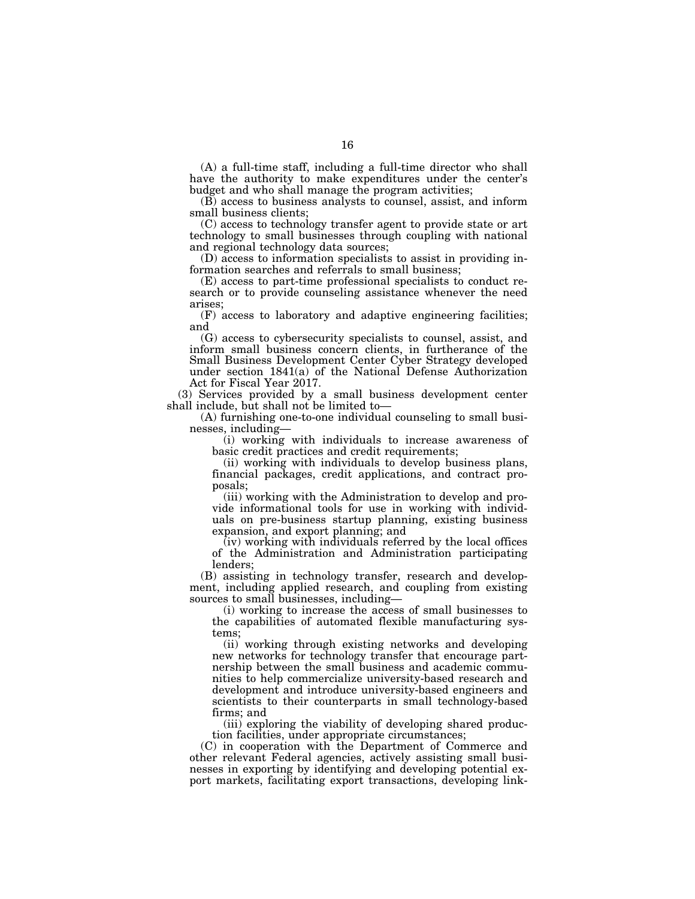(A) a full-time staff, including a full-time director who shall have the authority to make expenditures under the center's budget and who shall manage the program activities;

(B) access to business analysts to counsel, assist, and inform small business clients;

(C) access to technology transfer agent to provide state or art technology to small businesses through coupling with national and regional technology data sources;

(D) access to information specialists to assist in providing information searches and referrals to small business;

(E) access to part-time professional specialists to conduct research or to provide counseling assistance whenever the need arises;

(F) access to laboratory and adaptive engineering facilities; and

(G) access to cybersecurity specialists to counsel, assist, and inform small business concern clients, in furtherance of the Small Business Development Center Cyber Strategy developed under section 1841(a) of the National Defense Authorization Act for Fiscal Year 2017.

(3) Services provided by a small business development center shall include, but shall not be limited to—

(A) furnishing one-to-one individual counseling to small businesses, including—

(i) working with individuals to increase awareness of basic credit practices and credit requirements;

(ii) working with individuals to develop business plans, financial packages, credit applications, and contract proposals;

(iii) working with the Administration to develop and provide informational tools for use in working with individuals on pre-business startup planning, existing business expansion, and export planning; and

(iv) working with individuals referred by the local offices of the Administration and Administration participating lenders;

(B) assisting in technology transfer, research and development, including applied research, and coupling from existing sources to small businesses, including—

(i) working to increase the access of small businesses to the capabilities of automated flexible manufacturing systems;

(ii) working through existing networks and developing new networks for technology transfer that encourage partnership between the small business and academic communities to help commercialize university-based research and development and introduce university-based engineers and scientists to their counterparts in small technology-based firms; and

(iii) exploring the viability of developing shared production facilities, under appropriate circumstances;

(C) in cooperation with the Department of Commerce and other relevant Federal agencies, actively assisting small businesses in exporting by identifying and developing potential export markets, facilitating export transactions, developing link-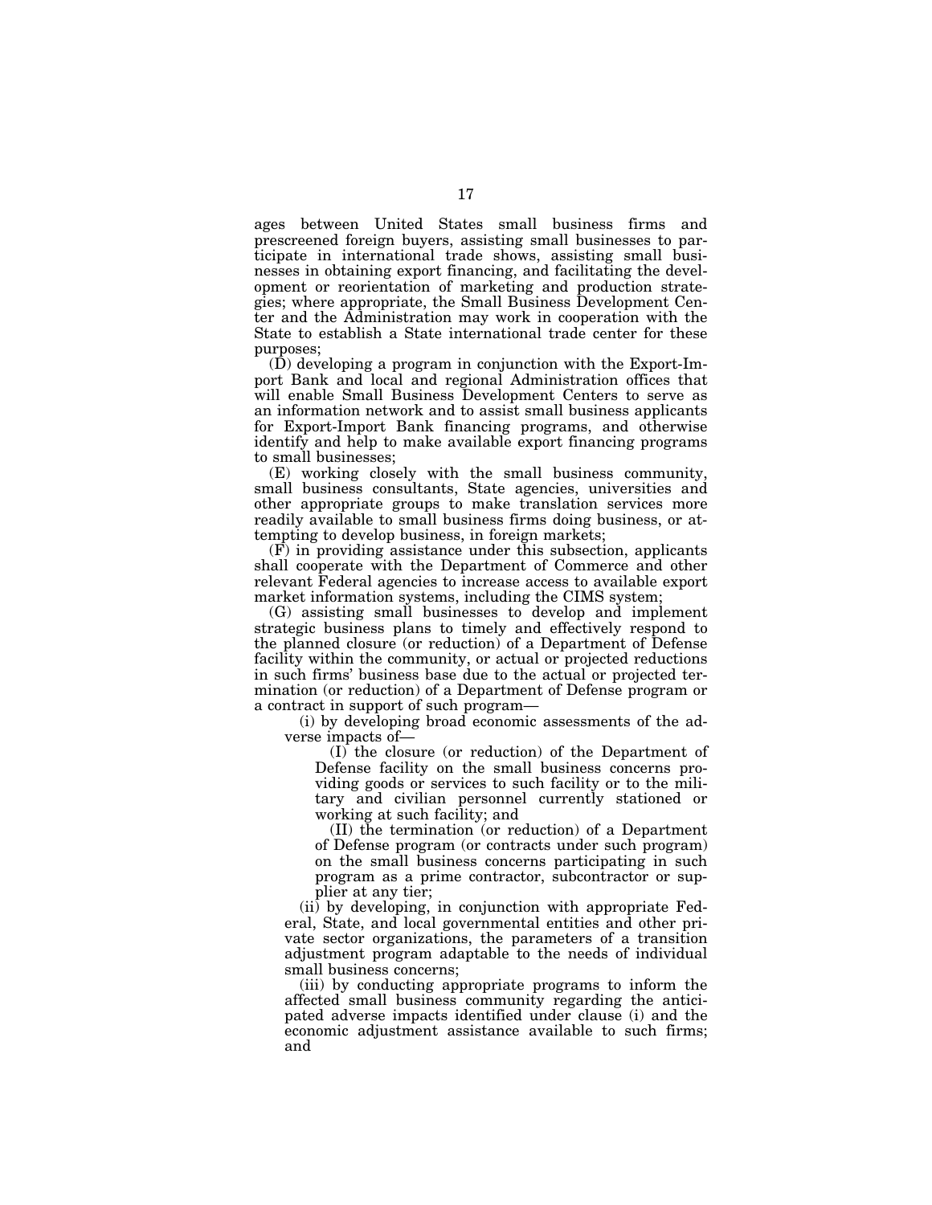ages between United States small business firms and prescreened foreign buyers, assisting small businesses to participate in international trade shows, assisting small businesses in obtaining export financing, and facilitating the development or reorientation of marketing and production strategies; where appropriate, the Small Business Development Center and the Administration may work in cooperation with the State to establish a State international trade center for these purposes;

(D) developing a program in conjunction with the Export-Import Bank and local and regional Administration offices that will enable Small Business Development Centers to serve as an information network and to assist small business applicants for Export-Import Bank financing programs, and otherwise identify and help to make available export financing programs to small businesses;

(E) working closely with the small business community, small business consultants, State agencies, universities and other appropriate groups to make translation services more readily available to small business firms doing business, or attempting to develop business, in foreign markets;

(F) in providing assistance under this subsection, applicants shall cooperate with the Department of Commerce and other relevant Federal agencies to increase access to available export market information systems, including the CIMS system;

(G) assisting small businesses to develop and implement strategic business plans to timely and effectively respond to the planned closure (or reduction) of a Department of Defense facility within the community, or actual or projected reductions in such firms' business base due to the actual or projected termination (or reduction) of a Department of Defense program or a contract in support of such program—

(i) by developing broad economic assessments of the adverse impacts of—

(I) the closure (or reduction) of the Department of Defense facility on the small business concerns providing goods or services to such facility or to the military and civilian personnel currently stationed or working at such facility; and

(II) the termination (or reduction) of a Department of Defense program (or contracts under such program) on the small business concerns participating in such program as a prime contractor, subcontractor or supplier at any tier;

(ii) by developing, in conjunction with appropriate Federal, State, and local governmental entities and other private sector organizations, the parameters of a transition adjustment program adaptable to the needs of individual small business concerns;

(iii) by conducting appropriate programs to inform the affected small business community regarding the anticipated adverse impacts identified under clause (i) and the economic adjustment assistance available to such firms; and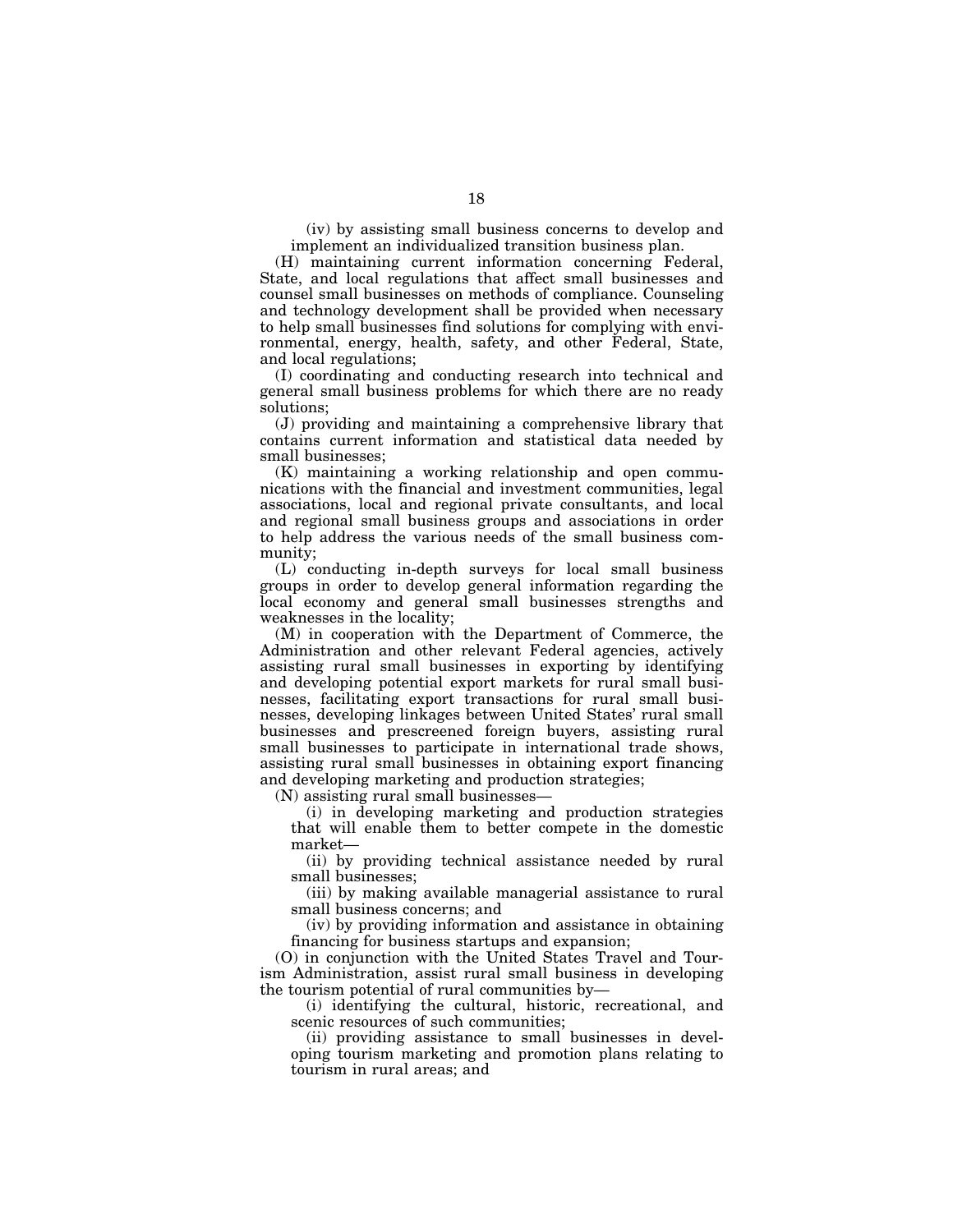(iv) by assisting small business concerns to develop and implement an individualized transition business plan.

(H) maintaining current information concerning Federal, State, and local regulations that affect small businesses and counsel small businesses on methods of compliance. Counseling and technology development shall be provided when necessary to help small businesses find solutions for complying with environmental, energy, health, safety, and other Federal, State, and local regulations;

(I) coordinating and conducting research into technical and general small business problems for which there are no ready solutions;

(J) providing and maintaining a comprehensive library that contains current information and statistical data needed by small businesses;

(K) maintaining a working relationship and open communications with the financial and investment communities, legal associations, local and regional private consultants, and local and regional small business groups and associations in order to help address the various needs of the small business community;

(L) conducting in-depth surveys for local small business groups in order to develop general information regarding the local economy and general small businesses strengths and weaknesses in the locality;

(M) in cooperation with the Department of Commerce, the Administration and other relevant Federal agencies, actively assisting rural small businesses in exporting by identifying and developing potential export markets for rural small businesses, facilitating export transactions for rural small businesses, developing linkages between United States' rural small businesses and prescreened foreign buyers, assisting rural small businesses to participate in international trade shows, assisting rural small businesses in obtaining export financing and developing marketing and production strategies;

(N) assisting rural small businesses—

(i) in developing marketing and production strategies that will enable them to better compete in the domestic market—

(ii) by providing technical assistance needed by rural small businesses;

(iii) by making available managerial assistance to rural small business concerns; and

(iv) by providing information and assistance in obtaining financing for business startups and expansion;

(O) in conjunction with the United States Travel and Tourism Administration, assist rural small business in developing the tourism potential of rural communities by—

(i) identifying the cultural, historic, recreational, and scenic resources of such communities;

(ii) providing assistance to small businesses in developing tourism marketing and promotion plans relating to tourism in rural areas; and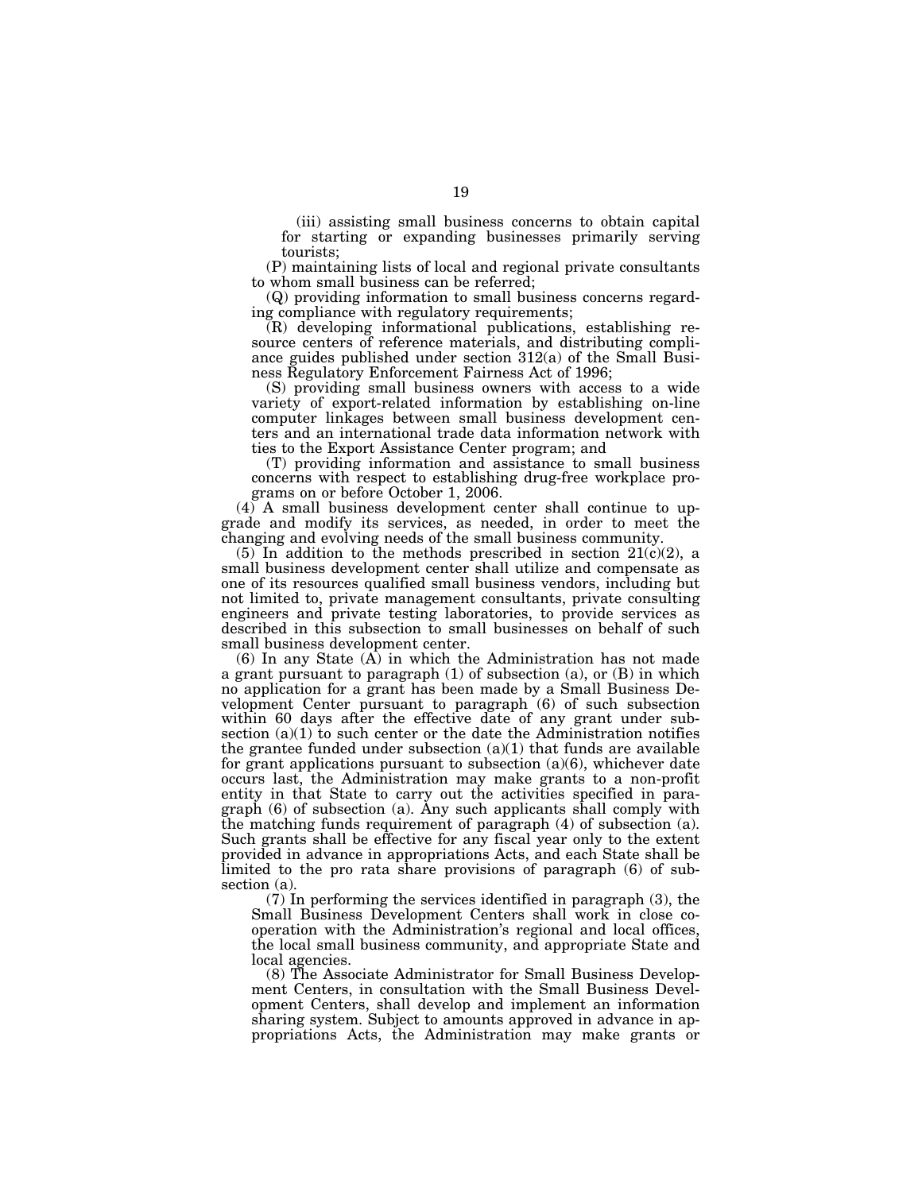(iii) assisting small business concerns to obtain capital for starting or expanding businesses primarily serving tourists;

(P) maintaining lists of local and regional private consultants to whom small business can be referred;

(Q) providing information to small business concerns regarding compliance with regulatory requirements;

(R) developing informational publications, establishing resource centers of reference materials, and distributing compliance guides published under section 312(a) of the Small Business Regulatory Enforcement Fairness Act of 1996;

(S) providing small business owners with access to a wide variety of export-related information by establishing on-line computer linkages between small business development centers and an international trade data information network with ties to the Export Assistance Center program; and

(T) providing information and assistance to small business concerns with respect to establishing drug-free workplace programs on or before October 1, 2006.

(4) A small business development center shall continue to upgrade and modify its services, as needed, in order to meet the changing and evolving needs of the small business community.

(5) In addition to the methods prescribed in section 21(c)(2), a small business development center shall utilize and compensate as one of its resources qualified small business vendors, including but not limited to, private management consultants, private consulting engineers and private testing laboratories, to provide services as described in this subsection to small businesses on behalf of such small business development center.

(6) In any State (A) in which the Administration has not made a grant pursuant to paragraph (1) of subsection (a), or (B) in which no application for a grant has been made by a Small Business Development Center pursuant to paragraph (6) of such subsection within 60 days after the effective date of any grant under subsection (a)(1) to such center or the date the Administration notifies the grantee funded under subsection (a)(1) that funds are available for grant applications pursuant to subsection (a)(6), whichever date occurs last, the Administration may make grants to a non-profit entity in that State to carry out the activities specified in paragraph (6) of subsection (a). Any such applicants shall comply with the matching funds requirement of paragraph (4) of subsection (a). Such grants shall be effective for any fiscal year only to the extent provided in advance in appropriations Acts, and each State shall be limited to the pro rata share provisions of paragraph (6) of subsection (a).

(7) In performing the services identified in paragraph (3), the Small Business Development Centers shall work in close cooperation with the Administration's regional and local offices, the local small business community, and appropriate State and local agencies.

(8) The Associate Administrator for Small Business Development Centers, in consultation with the Small Business Development Centers, shall develop and implement an information sharing system. Subject to amounts approved in advance in appropriations Acts, the Administration may make grants or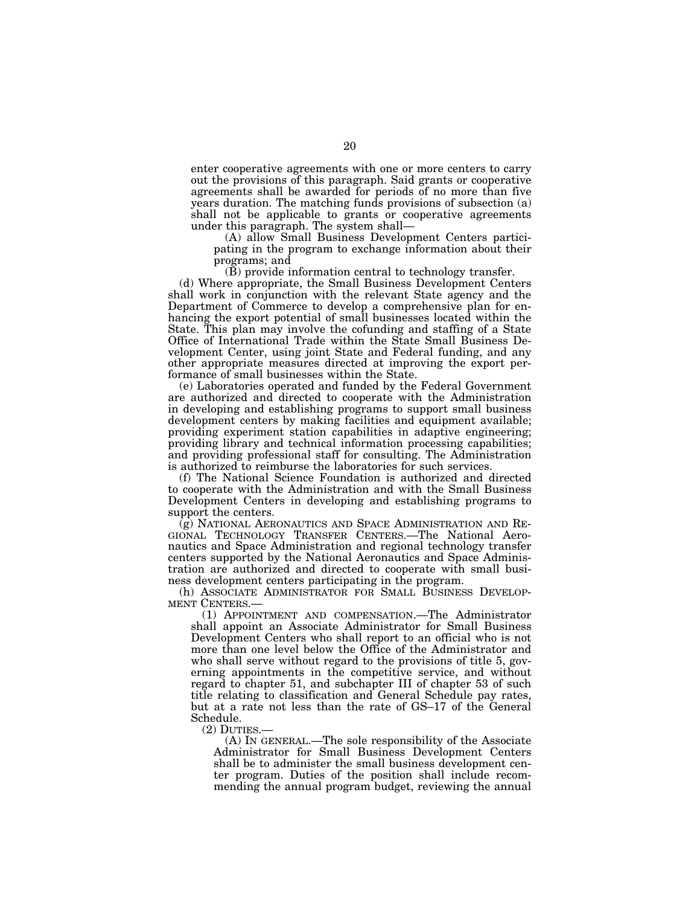enter cooperative agreements with one or more centers to carry out the provisions of this paragraph. Said grants or cooperative agreements shall be awarded for periods of no more than five years duration. The matching funds provisions of subsection (a) shall not be applicable to grants or cooperative agreements under this paragraph. The system shall—

(A) allow Small Business Development Centers participating in the program to exchange information about their programs; and

(B) provide information central to technology transfer.

(d) Where appropriate, the Small Business Development Centers shall work in conjunction with the relevant State agency and the Department of Commerce to develop a comprehensive plan for enhancing the export potential of small businesses located within the State. This plan may involve the cofunding and staffing of a State Office of International Trade within the State Small Business Development Center, using joint State and Federal funding, and any other appropriate measures directed at improving the export performance of small businesses within the State.

(e) Laboratories operated and funded by the Federal Government are authorized and directed to cooperate with the Administration in developing and establishing programs to support small business development centers by making facilities and equipment available; providing experiment station capabilities in adaptive engineering; providing library and technical information processing capabilities; and providing professional staff for consulting. The Administration is authorized to reimburse the laboratories for such services.

(f) The National Science Foundation is authorized and directed to cooperate with the Administration and with the Small Business Development Centers in developing and establishing programs to support the centers.

(g) NATIONAL AERONAUTICS AND SPACE ADMINISTRATION AND REGIONAL TECHNOLOGY TRANSFER CENTERS.—The National Aeronautics and Space Administration and regional technology transfer centers supported by the National Aeronautics and Space Administration are authorized and directed to cooperate with small business development centers participating in the program.

(h) ASSOCIATE ADMINISTRATOR FOR SMALL BUSINESS DEVELOPMENT CENTERS.—

(1) APPOINTMENT AND COMPENSATION.—The Administrator shall appoint an Associate Administrator for Small Business Development Centers who shall report to an official who is not more than one level below the Office of the Administrator and who shall serve without regard to the provisions of title 5, governing appointments in the competitive service, and without regard to chapter 51, and subchapter III of chapter 53 of such title relating to classification and General Schedule pay rates, but at a rate not less than the rate of GS–17 of the General Schedule.

(2) DUTIES.—

(A) IN GENERAL.—The sole responsibility of the Associate Administrator for Small Business Development Centers shall be to administer the small business development center program. Duties of the position shall include recommending the annual program budget, reviewing the annual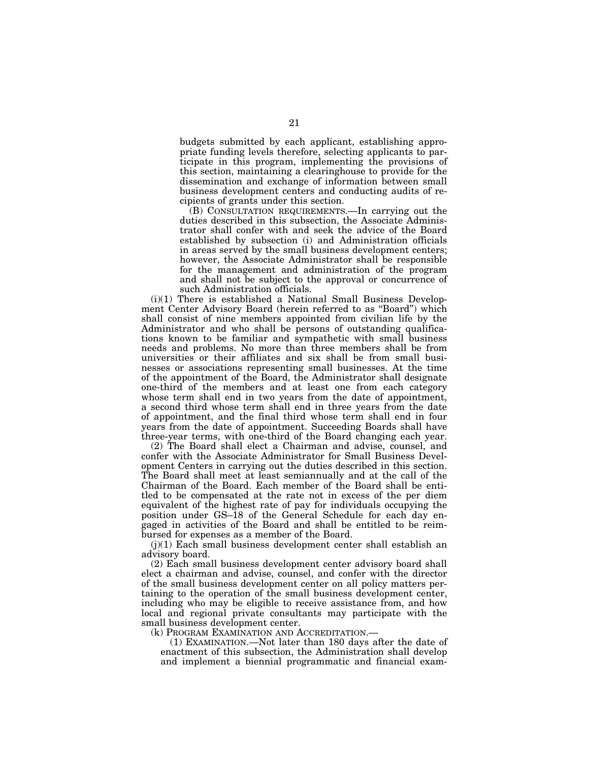budgets submitted by each applicant, establishing appropriate funding levels therefore, selecting applicants to participate in this program, implementing the provisions of this section, maintaining a clearinghouse to provide for the dissemination and exchange of information between small business development centers and conducting audits of recipients of grants under this section.

(B) CONSULTATION REQUIREMENTS.—In carrying out the duties described in this subsection, the Associate Administrator shall confer with and seek the advice of the Board established by subsection (i) and Administration officials in areas served by the small business development centers; however, the Associate Administrator shall be responsible for the management and administration of the program and shall not be subject to the approval or concurrence of such Administration officials.

(i)(1) There is established a National Small Business Development Center Advisory Board (herein referred to as "Board") which shall consist of nine members appointed from civilian life by the Administrator and who shall be persons of outstanding qualifications known to be familiar and sympathetic with small business needs and problems. No more than three members shall be from universities or their affiliates and six shall be from small businesses or associations representing small businesses. At the time of the appointment of the Board, the Administrator shall designate one-third of the members and at least one from each category whose term shall end in two years from the date of appointment, a second third whose term shall end in three years from the date of appointment, and the final third whose term shall end in four years from the date of appointment. Succeeding Boards shall have three-year terms, with one-third of the Board changing each year.

(2) The Board shall elect a Chairman and advise, counsel, and confer with the Associate Administrator for Small Business Development Centers in carrying out the duties described in this section. The Board shall meet at least semiannually and at the call of the Chairman of the Board. Each member of the Board shall be entitled to be compensated at the rate not in excess of the per diem equivalent of the highest rate of pay for individuals occupying the position under GS–18 of the General Schedule for each day engaged in activities of the Board and shall be entitled to be reimbursed for expenses as a member of the Board.

(j)(1) Each small business development center shall establish an advisory board.

(2) Each small business development center advisory board shall elect a chairman and advise, counsel, and confer with the director of the small business development center on all policy matters pertaining to the operation of the small business development center, including who may be eligible to receive assistance from, and how local and regional private consultants may participate with the small business development center.

(k) PROGRAM EXAMINATION AND ACCREDITATION.—

(1) EXAMINATION.—Not later than 180 days after the date of enactment of this subsection, the Administration shall develop and implement a biennial programmatic and financial exam-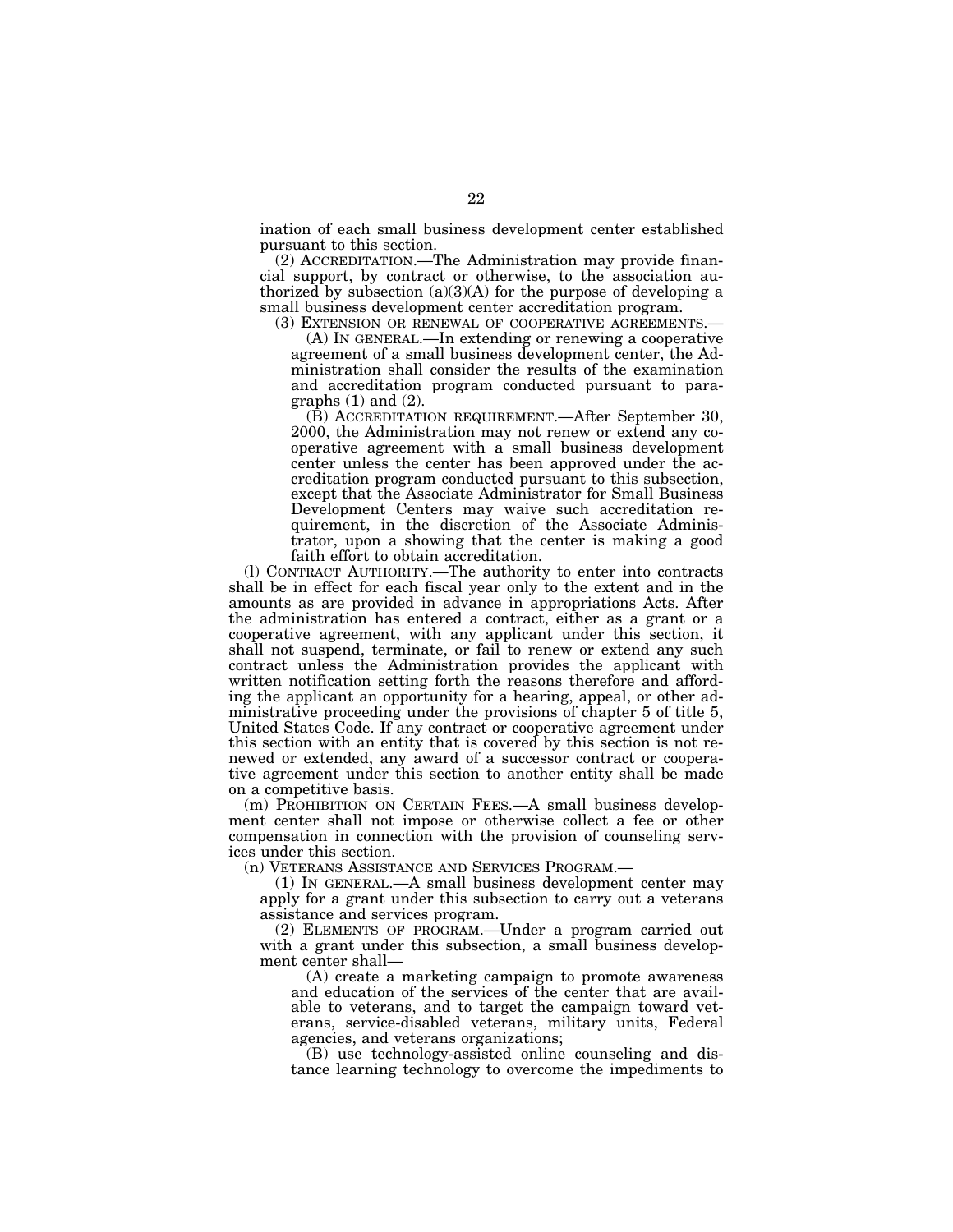ination of each small business development center established pursuant to this section.

(2) ACCREDITATION.—The Administration may provide financial support, by contract or otherwise, to the association authorized by subsection (a)(3)(A) for the purpose of developing a small business development center accreditation program.

(3) EXTENSION OR RENEWAL OF COOPERATIVE AGREEMENTS.—

(A) IN GENERAL.—In extending or renewing a cooperative agreement of a small business development center, the Administration shall consider the results of the examination and accreditation program conducted pursuant to paragraphs (1) and (2).

(B) ACCREDITATION REQUIREMENT.—After September 30, 2000, the Administration may not renew or extend any cooperative agreement with a small business development center unless the center has been approved under the accreditation program conducted pursuant to this subsection, except that the Associate Administrator for Small Business Development Centers may waive such accreditation requirement, in the discretion of the Associate Administrator, upon a showing that the center is making a good faith effort to obtain accreditation.

(l) CONTRACT AUTHORITY.—The authority to enter into contracts shall be in effect for each fiscal year only to the extent and in the amounts as are provided in advance in appropriations Acts. After the administration has entered a contract, either as a grant or a cooperative agreement, with any applicant under this section, it shall not suspend, terminate, or fail to renew or extend any such contract unless the Administration provides the applicant with written notification setting forth the reasons therefore and affording the applicant an opportunity for a hearing, appeal, or other administrative proceeding under the provisions of chapter 5 of title 5, United States Code. If any contract or cooperative agreement under this section with an entity that is covered by this section is not renewed or extended, any award of a successor contract or cooperative agreement under this section to another entity shall be made on a competitive basis.

(m) PROHIBITION ON CERTAIN FEES.—A small business development center shall not impose or otherwise collect a fee or other compensation in connection with the provision of counseling services under this section.

(n) VETERANS ASSISTANCE AND SERVICES PROGRAM.—

(1) IN GENERAL.—A small business development center may apply for a grant under this subsection to carry out a veterans assistance and services program.

(2) ELEMENTS OF PROGRAM.—Under a program carried out with a grant under this subsection, a small business development center shall—

(A) create a marketing campaign to promote awareness and education of the services of the center that are available to veterans, and to target the campaign toward veterans, service-disabled veterans, military units, Federal agencies, and veterans organizations;

(B) use technology-assisted online counseling and distance learning technology to overcome the impediments to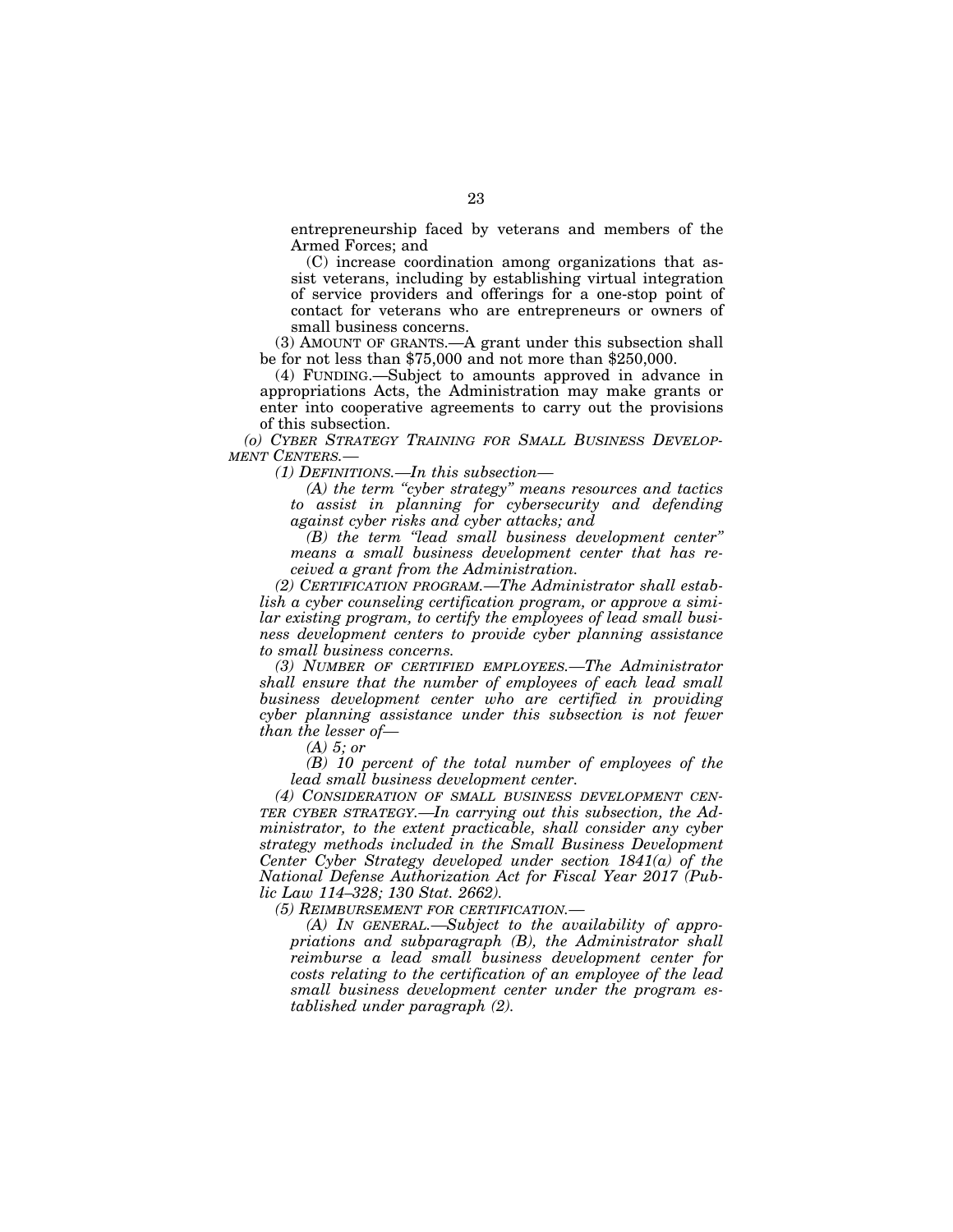entrepreneurship faced by veterans and members of the Armed Forces; and

(C) increase coordination among organizations that assist veterans, including by establishing virtual integration of service providers and offerings for a one-stop point of contact for veterans who are entrepreneurs or owners of small business concerns.

(3) AMOUNT OF GRANTS.—A grant under this subsection shall be for not less than $75,000 and not more than $250,000.

(4) FUNDING.—Subject to amounts approved in advance in appropriations Acts, the Administration may make grants or enter into cooperative agreements to carry out the provisions of this subsection.

*(o) CYBER STRATEGY TRAINING FOR SMALL BUSINESS DEVELOPMENT CENTERS.—*

*(1) DEFINITIONS.—In this subsection—*

*(A) the term "cyber strategy" means resources and tactics to assist in planning for cybersecurity and defending against cyber risks and cyber attacks; and*

*(B) the term "lead small business development center" means a small business development center that has received a grant from the Administration.*

*(2) CERTIFICATION PROGRAM.—The Administrator shall establish a cyber counseling certification program, or approve a similar existing program, to certify the employees of lead small business development centers to provide cyber planning assistance to small business concerns.*

*(3) NUMBER OF CERTIFIED EMPLOYEES.—The Administrator shall ensure that the number of employees of each lead small business development center who are certified in providing cyber planning assistance under this subsection is not fewer than the lesser of—*

*(A) 5; or*

*(B) 10 percent of the total number of employees of the lead small business development center.*

*(4) CONSIDERATION OF SMALL BUSINESS DEVELOPMENT CENTER CYBER STRATEGY.—In carrying out this subsection, the Administrator, to the extent practicable, shall consider any cyber strategy methods included in the Small Business Development Center Cyber Strategy developed under section 1841(a) of the National Defense Authorization Act for Fiscal Year 2017 (Public Law 114–328; 130 Stat. 2662).*

*(5) REIMBURSEMENT FOR CERTIFICATION.—*

*(A) IN GENERAL.—Subject to the availability of appropriations and subparagraph (B), the Administrator shall reimburse a lead small business development center for costs relating to the certification of an employee of the lead small business development center under the program established under paragraph (2).*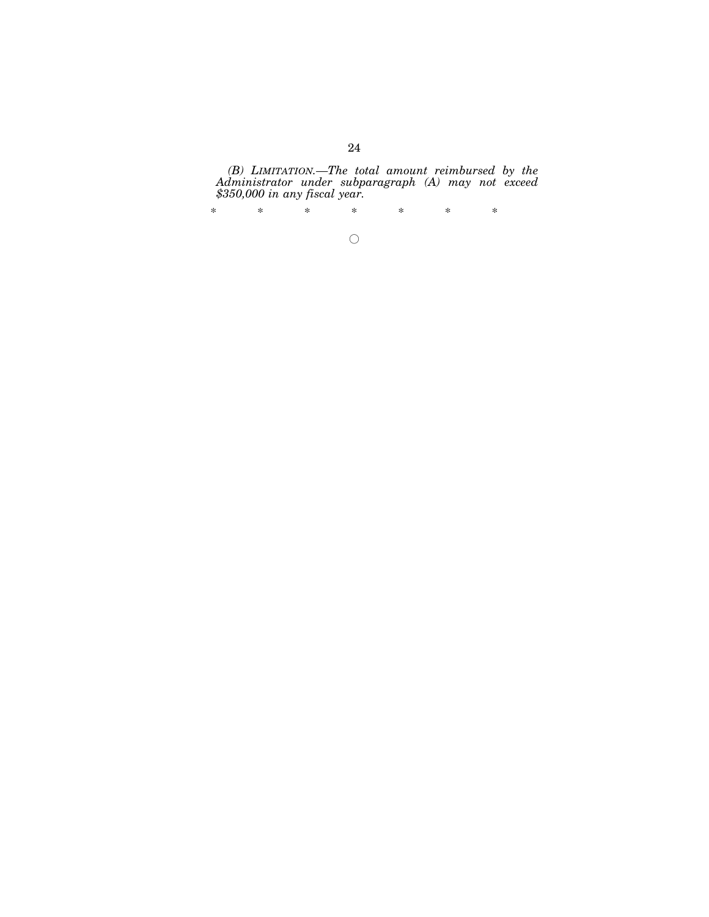*(B) LIMITATION.—The total amount reimbursed by the Administrator under subparagraph (A) may not exceed $350,000 in any fiscal year.*

\*       \*       \*       \*       \*       \*       \*

○